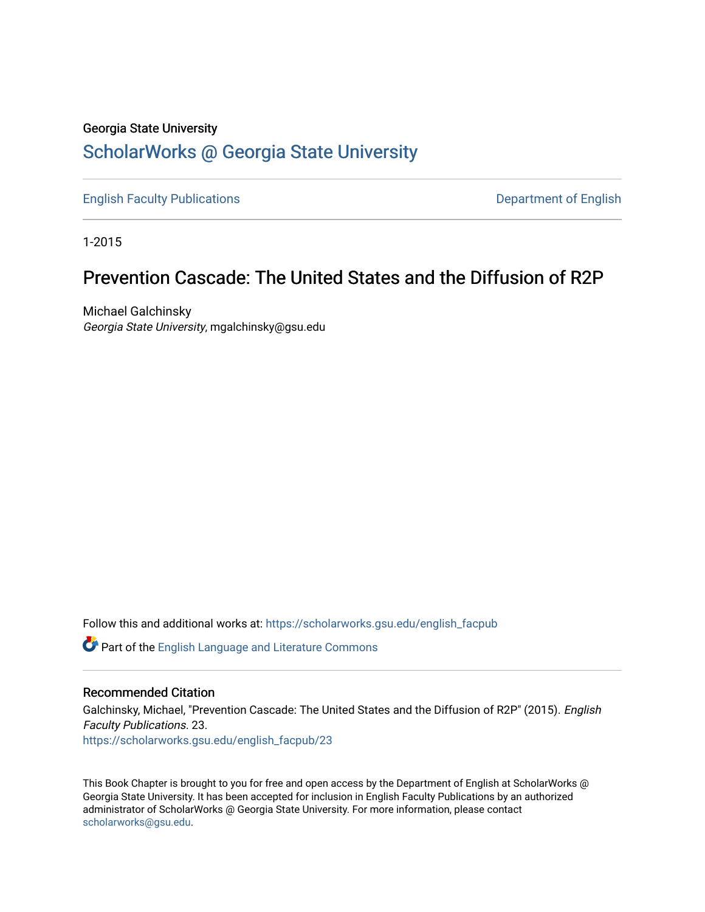Georgia State University

# ScholarWorks @ Georgia State University

English Faculty Publications | Department of English

1-2015

## Prevention Cascade: The United States and the Diffusion of R2P

Michael Galchinsky
*Georgia State University*, mgalchinsky@gsu.edu

Follow this and additional works at: https://scholarworks.gsu.edu/english_facpub

Part of the English Language and Literature Commons

### Recommended Citation

Galchinsky, Michael, "Prevention Cascade: The United States and the Diffusion of R2P" (2015). *English Faculty Publications*. 23.
https://scholarworks.gsu.edu/english_facpub/23

This Book Chapter is brought to you for free and open access by the Department of English at ScholarWorks @ Georgia State University. It has been accepted for inclusion in English Faculty Publications by an authorized administrator of ScholarWorks @ Georgia State University. For more information, please contact scholarworks@gsu.edu.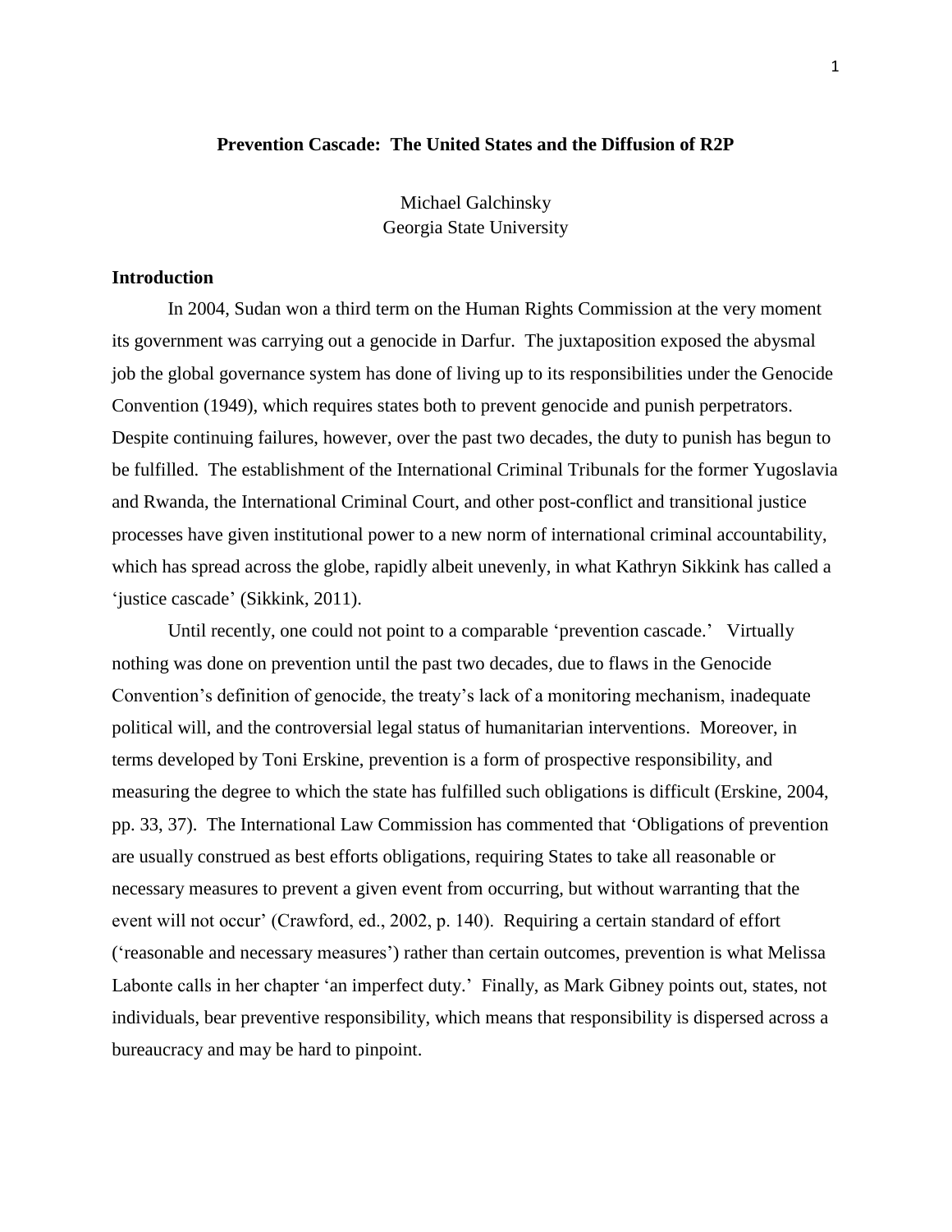**Prevention Cascade: The United States and the Diffusion of R2P**

Michael Galchinsky
Georgia State University

## Introduction

In 2004, Sudan won a third term on the Human Rights Commission at the very moment its government was carrying out a genocide in Darfur. The juxtaposition exposed the abysmal job the global governance system has done of living up to its responsibilities under the Genocide Convention (1949), which requires states both to prevent genocide and punish perpetrators. Despite continuing failures, however, over the past two decades, the duty to punish has begun to be fulfilled. The establishment of the International Criminal Tribunals for the former Yugoslavia and Rwanda, the International Criminal Court, and other post-conflict and transitional justice processes have given institutional power to a new norm of international criminal accountability, which has spread across the globe, rapidly albeit unevenly, in what Kathryn Sikkink has called a 'justice cascade' (Sikkink, 2011).

Until recently, one could not point to a comparable 'prevention cascade.' Virtually nothing was done on prevention until the past two decades, due to flaws in the Genocide Convention's definition of genocide, the treaty's lack of a monitoring mechanism, inadequate political will, and the controversial legal status of humanitarian interventions. Moreover, in terms developed by Toni Erskine, prevention is a form of prospective responsibility, and measuring the degree to which the state has fulfilled such obligations is difficult (Erskine, 2004, pp. 33, 37). The International Law Commission has commented that 'Obligations of prevention are usually construed as best efforts obligations, requiring States to take all reasonable or necessary measures to prevent a given event from occurring, but without warranting that the event will not occur' (Crawford, ed., 2002, p. 140). Requiring a certain standard of effort ('reasonable and necessary measures') rather than certain outcomes, prevention is what Melissa Labonte calls in her chapter 'an imperfect duty.' Finally, as Mark Gibney points out, states, not individuals, bear preventive responsibility, which means that responsibility is dispersed across a bureaucracy and may be hard to pinpoint.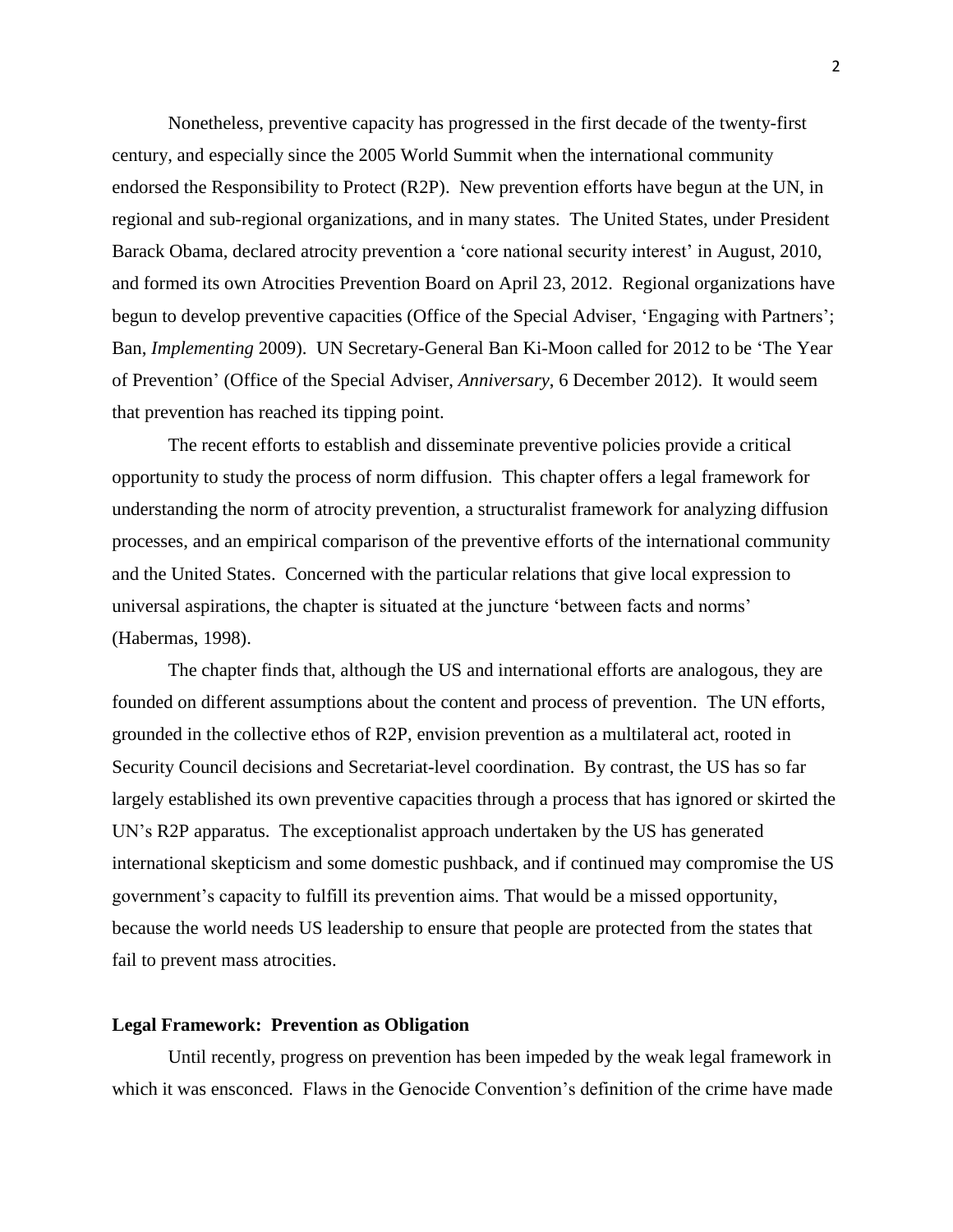Nonetheless, preventive capacity has progressed in the first decade of the twenty-first century, and especially since the 2005 World Summit when the international community endorsed the Responsibility to Protect (R2P). New prevention efforts have begun at the UN, in regional and sub-regional organizations, and in many states. The United States, under President Barack Obama, declared atrocity prevention a 'core national security interest' in August, 2010, and formed its own Atrocities Prevention Board on April 23, 2012. Regional organizations have begun to develop preventive capacities (Office of the Special Adviser, 'Engaging with Partners'; Ban, *Implementing* 2009). UN Secretary-General Ban Ki-Moon called for 2012 to be 'The Year of Prevention' (Office of the Special Adviser, *Anniversary*, 6 December 2012). It would seem that prevention has reached its tipping point.

The recent efforts to establish and disseminate preventive policies provide a critical opportunity to study the process of norm diffusion. This chapter offers a legal framework for understanding the norm of atrocity prevention, a structuralist framework for analyzing diffusion processes, and an empirical comparison of the preventive efforts of the international community and the United States. Concerned with the particular relations that give local expression to universal aspirations, the chapter is situated at the juncture 'between facts and norms' (Habermas, 1998).

The chapter finds that, although the US and international efforts are analogous, they are founded on different assumptions about the content and process of prevention. The UN efforts, grounded in the collective ethos of R2P, envision prevention as a multilateral act, rooted in Security Council decisions and Secretariat-level coordination. By contrast, the US has so far largely established its own preventive capacities through a process that has ignored or skirted the UN's R2P apparatus. The exceptionalist approach undertaken by the US has generated international skepticism and some domestic pushback, and if continued may compromise the US government's capacity to fulfill its prevention aims. That would be a missed opportunity, because the world needs US leadership to ensure that people are protected from the states that fail to prevent mass atrocities.

## Legal Framework: Prevention as Obligation

Until recently, progress on prevention has been impeded by the weak legal framework in which it was ensconced. Flaws in the Genocide Convention's definition of the crime have made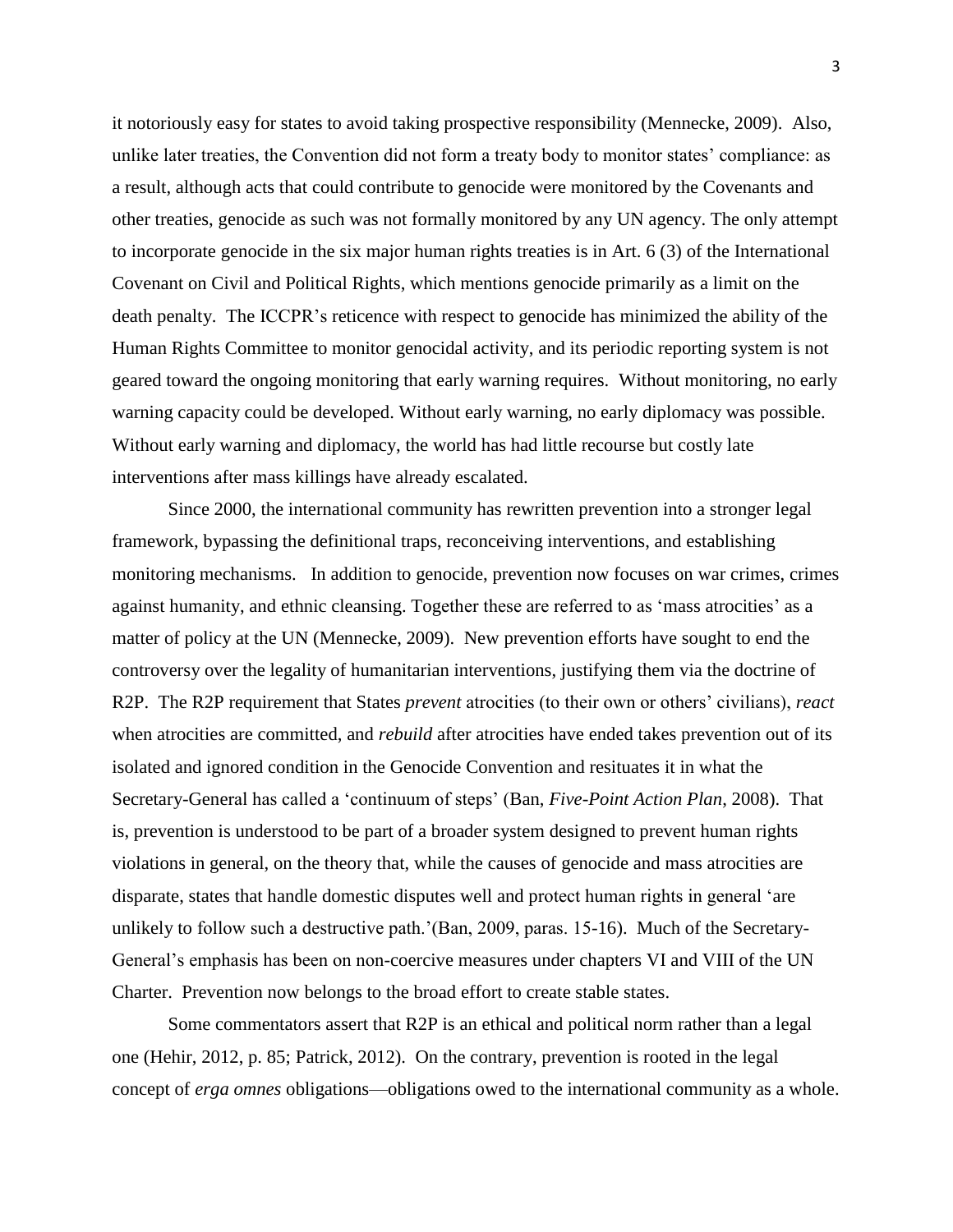it notoriously easy for states to avoid taking prospective responsibility (Mennecke, 2009). Also, unlike later treaties, the Convention did not form a treaty body to monitor states' compliance: as a result, although acts that could contribute to genocide were monitored by the Covenants and other treaties, genocide as such was not formally monitored by any UN agency. The only attempt to incorporate genocide in the six major human rights treaties is in Art. 6 (3) of the International Covenant on Civil and Political Rights, which mentions genocide primarily as a limit on the death penalty. The ICCPR's reticence with respect to genocide has minimized the ability of the Human Rights Committee to monitor genocidal activity, and its periodic reporting system is not geared toward the ongoing monitoring that early warning requires. Without monitoring, no early warning capacity could be developed. Without early warning, no early diplomacy was possible. Without early warning and diplomacy, the world has had little recourse but costly late interventions after mass killings have already escalated.

Since 2000, the international community has rewritten prevention into a stronger legal framework, bypassing the definitional traps, reconceiving interventions, and establishing monitoring mechanisms. In addition to genocide, prevention now focuses on war crimes, crimes against humanity, and ethnic cleansing. Together these are referred to as 'mass atrocities' as a matter of policy at the UN (Mennecke, 2009). New prevention efforts have sought to end the controversy over the legality of humanitarian interventions, justifying them via the doctrine of R2P. The R2P requirement that States *prevent* atrocities (to their own or others' civilians), *react* when atrocities are committed, and *rebuild* after atrocities have ended takes prevention out of its isolated and ignored condition in the Genocide Convention and resituates it in what the Secretary-General has called a 'continuum of steps' (Ban, *Five-Point Action Plan*, 2008). That is, prevention is understood to be part of a broader system designed to prevent human rights violations in general, on the theory that, while the causes of genocide and mass atrocities are disparate, states that handle domestic disputes well and protect human rights in general 'are unlikely to follow such a destructive path.'(Ban, 2009, paras. 15-16). Much of the Secretary-General's emphasis has been on non-coercive measures under chapters VI and VIII of the UN Charter. Prevention now belongs to the broad effort to create stable states.

Some commentators assert that R2P is an ethical and political norm rather than a legal one (Hehir, 2012, p. 85; Patrick, 2012). On the contrary, prevention is rooted in the legal concept of *erga omnes* obligations—obligations owed to the international community as a whole.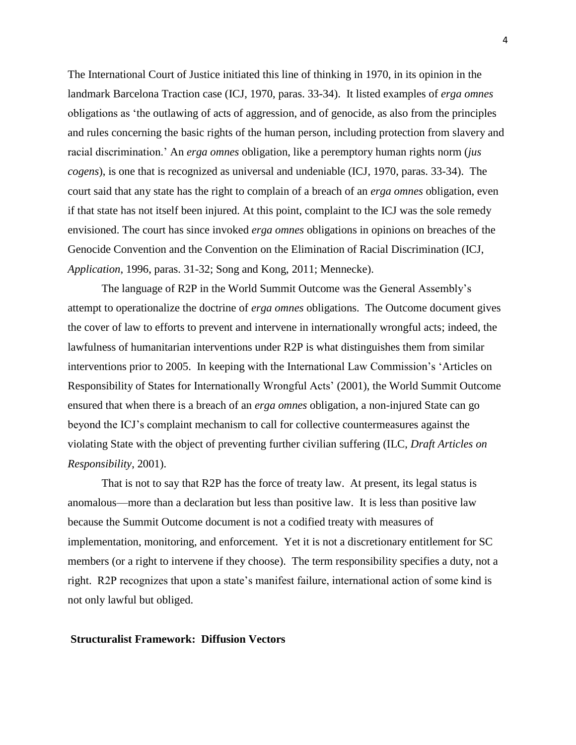The International Court of Justice initiated this line of thinking in 1970, in its opinion in the landmark Barcelona Traction case (ICJ, 1970, paras. 33-34). It listed examples of *erga omnes* obligations as 'the outlawing of acts of aggression, and of genocide, as also from the principles and rules concerning the basic rights of the human person, including protection from slavery and racial discrimination.' An *erga omnes* obligation, like a peremptory human rights norm (*jus cogens*), is one that is recognized as universal and undeniable (ICJ, 1970, paras. 33-34). The court said that any state has the right to complain of a breach of an *erga omnes* obligation, even if that state has not itself been injured. At this point, complaint to the ICJ was the sole remedy envisioned. The court has since invoked *erga omnes* obligations in opinions on breaches of the Genocide Convention and the Convention on the Elimination of Racial Discrimination (ICJ, *Application*, 1996, paras. 31-32; Song and Kong, 2011; Mennecke).

The language of R2P in the World Summit Outcome was the General Assembly's attempt to operationalize the doctrine of *erga omnes* obligations. The Outcome document gives the cover of law to efforts to prevent and intervene in internationally wrongful acts; indeed, the lawfulness of humanitarian interventions under R2P is what distinguishes them from similar interventions prior to 2005. In keeping with the International Law Commission's 'Articles on Responsibility of States for Internationally Wrongful Acts' (2001), the World Summit Outcome ensured that when there is a breach of an *erga omnes* obligation, a non-injured State can go beyond the ICJ's complaint mechanism to call for collective countermeasures against the violating State with the object of preventing further civilian suffering (ILC, *Draft Articles on Responsibility*, 2001).

That is not to say that R2P has the force of treaty law. At present, its legal status is anomalous—more than a declaration but less than positive law. It is less than positive law because the Summit Outcome document is not a codified treaty with measures of implementation, monitoring, and enforcement. Yet it is not a discretionary entitlement for SC members (or a right to intervene if they choose). The term responsibility specifies a duty, not a right. R2P recognizes that upon a state's manifest failure, international action of some kind is not only lawful but obliged.

## Structuralist Framework: Diffusion Vectors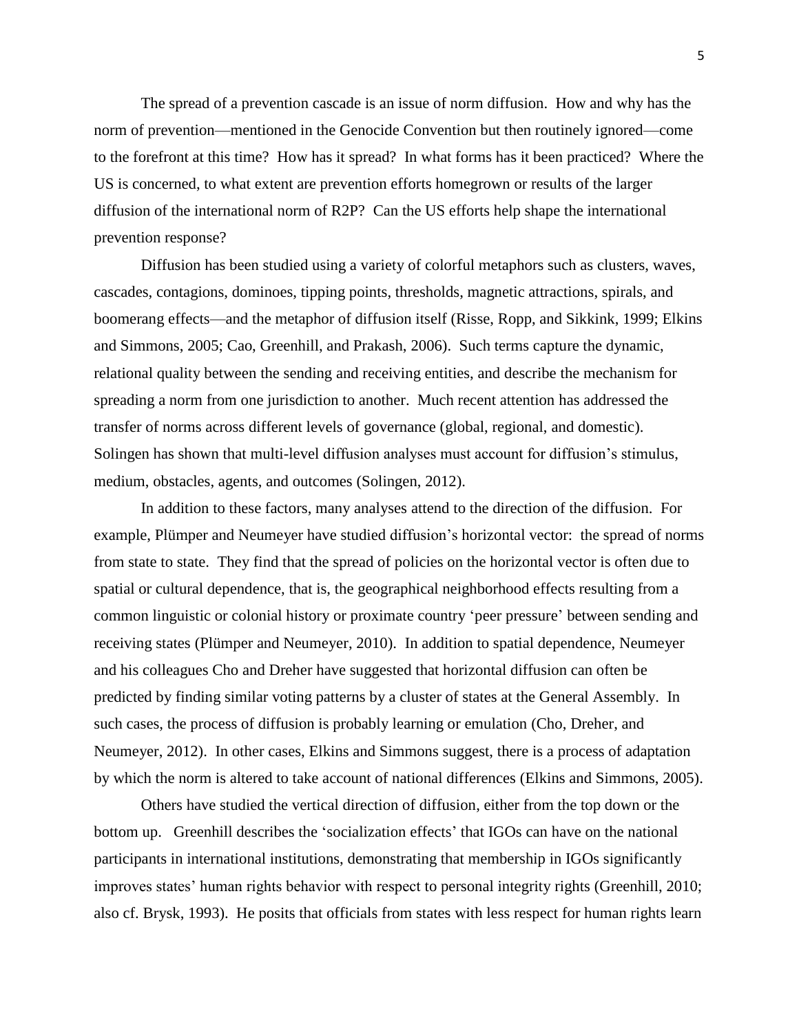The spread of a prevention cascade is an issue of norm diffusion. How and why has the norm of prevention—mentioned in the Genocide Convention but then routinely ignored—come to the forefront at this time? How has it spread? In what forms has it been practiced? Where the US is concerned, to what extent are prevention efforts homegrown or results of the larger diffusion of the international norm of R2P? Can the US efforts help shape the international prevention response?

Diffusion has been studied using a variety of colorful metaphors such as clusters, waves, cascades, contagions, dominoes, tipping points, thresholds, magnetic attractions, spirals, and boomerang effects—and the metaphor of diffusion itself (Risse, Ropp, and Sikkink, 1999; Elkins and Simmons, 2005; Cao, Greenhill, and Prakash, 2006). Such terms capture the dynamic, relational quality between the sending and receiving entities, and describe the mechanism for spreading a norm from one jurisdiction to another. Much recent attention has addressed the transfer of norms across different levels of governance (global, regional, and domestic). Solingen has shown that multi-level diffusion analyses must account for diffusion's stimulus, medium, obstacles, agents, and outcomes (Solingen, 2012).

In addition to these factors, many analyses attend to the direction of the diffusion. For example, Plümper and Neumeyer have studied diffusion's horizontal vector: the spread of norms from state to state. They find that the spread of policies on the horizontal vector is often due to spatial or cultural dependence, that is, the geographical neighborhood effects resulting from a common linguistic or colonial history or proximate country 'peer pressure' between sending and receiving states (Plümper and Neumeyer, 2010). In addition to spatial dependence, Neumeyer and his colleagues Cho and Dreher have suggested that horizontal diffusion can often be predicted by finding similar voting patterns by a cluster of states at the General Assembly. In such cases, the process of diffusion is probably learning or emulation (Cho, Dreher, and Neumeyer, 2012). In other cases, Elkins and Simmons suggest, there is a process of adaptation by which the norm is altered to take account of national differences (Elkins and Simmons, 2005).

Others have studied the vertical direction of diffusion, either from the top down or the bottom up. Greenhill describes the 'socialization effects' that IGOs can have on the national participants in international institutions, demonstrating that membership in IGOs significantly improves states' human rights behavior with respect to personal integrity rights (Greenhill, 2010; also cf. Brysk, 1993). He posits that officials from states with less respect for human rights learn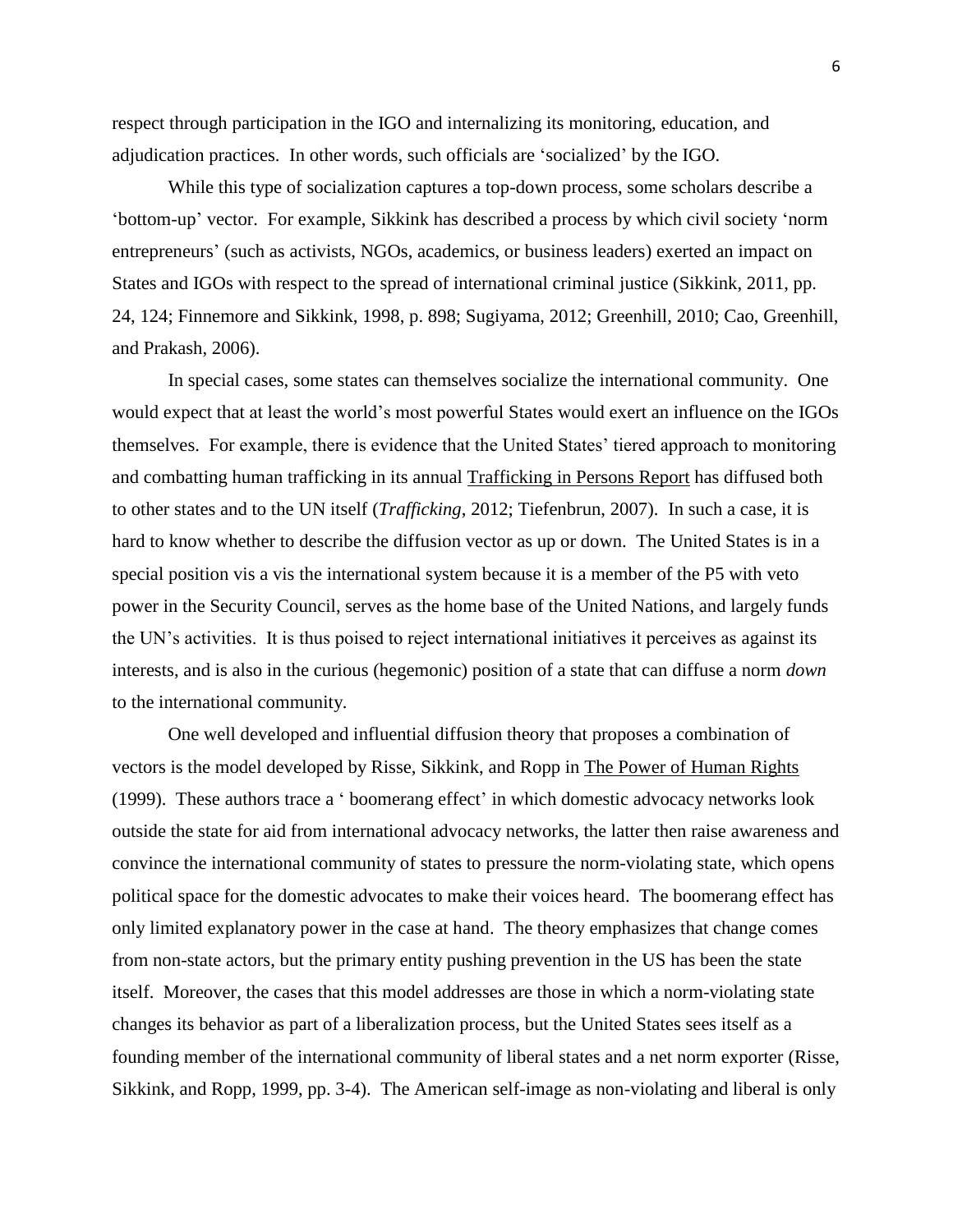respect through participation in the IGO and internalizing its monitoring, education, and adjudication practices. In other words, such officials are 'socialized' by the IGO.

While this type of socialization captures a top-down process, some scholars describe a 'bottom-up' vector. For example, Sikkink has described a process by which civil society 'norm entrepreneurs' (such as activists, NGOs, academics, or business leaders) exerted an impact on States and IGOs with respect to the spread of international criminal justice (Sikkink, 2011, pp. 24, 124; Finnemore and Sikkink, 1998, p. 898; Sugiyama, 2012; Greenhill, 2010; Cao, Greenhill, and Prakash, 2006).

In special cases, some states can themselves socialize the international community. One would expect that at least the world's most powerful States would exert an influence on the IGOs themselves. For example, there is evidence that the United States' tiered approach to monitoring and combatting human trafficking in its annual Trafficking in Persons Report has diffused both to other states and to the UN itself (*Trafficking*, 2012; Tiefenbrun, 2007). In such a case, it is hard to know whether to describe the diffusion vector as up or down. The United States is in a special position vis a vis the international system because it is a member of the P5 with veto power in the Security Council, serves as the home base of the United Nations, and largely funds the UN's activities. It is thus poised to reject international initiatives it perceives as against its interests, and is also in the curious (hegemonic) position of a state that can diffuse a norm *down* to the international community.

One well developed and influential diffusion theory that proposes a combination of vectors is the model developed by Risse, Sikkink, and Ropp in The Power of Human Rights (1999). These authors trace a ' boomerang effect' in which domestic advocacy networks look outside the state for aid from international advocacy networks, the latter then raise awareness and convince the international community of states to pressure the norm-violating state, which opens political space for the domestic advocates to make their voices heard. The boomerang effect has only limited explanatory power in the case at hand. The theory emphasizes that change comes from non-state actors, but the primary entity pushing prevention in the US has been the state itself. Moreover, the cases that this model addresses are those in which a norm-violating state changes its behavior as part of a liberalization process, but the United States sees itself as a founding member of the international community of liberal states and a net norm exporter (Risse, Sikkink, and Ropp, 1999, pp. 3-4). The American self-image as non-violating and liberal is only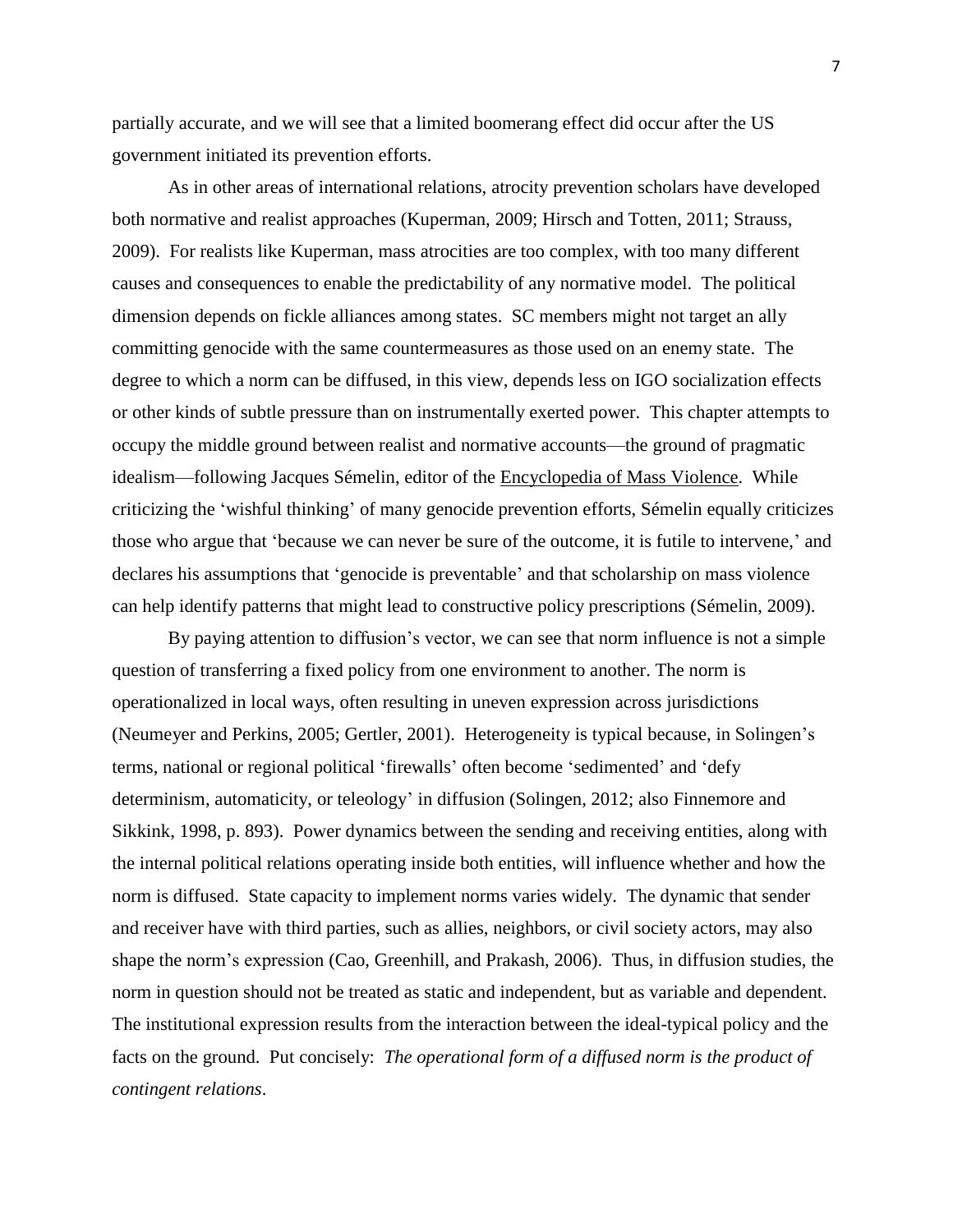partially accurate, and we will see that a limited boomerang effect did occur after the US government initiated its prevention efforts.

As in other areas of international relations, atrocity prevention scholars have developed both normative and realist approaches (Kuperman, 2009; Hirsch and Totten, 2011; Strauss, 2009). For realists like Kuperman, mass atrocities are too complex, with too many different causes and consequences to enable the predictability of any normative model. The political dimension depends on fickle alliances among states. SC members might not target an ally committing genocide with the same countermeasures as those used on an enemy state. The degree to which a norm can be diffused, in this view, depends less on IGO socialization effects or other kinds of subtle pressure than on instrumentally exerted power. This chapter attempts to occupy the middle ground between realist and normative accounts—the ground of pragmatic idealism—following Jacques Sémelin, editor of the Encyclopedia of Mass Violence. While criticizing the 'wishful thinking' of many genocide prevention efforts, Sémelin equally criticizes those who argue that 'because we can never be sure of the outcome, it is futile to intervene,' and declares his assumptions that 'genocide is preventable' and that scholarship on mass violence can help identify patterns that might lead to constructive policy prescriptions (Sémelin, 2009).

By paying attention to diffusion's vector, we can see that norm influence is not a simple question of transferring a fixed policy from one environment to another. The norm is operationalized in local ways, often resulting in uneven expression across jurisdictions (Neumeyer and Perkins, 2005; Gertler, 2001). Heterogeneity is typical because, in Solingen's terms, national or regional political 'firewalls' often become 'sedimented' and 'defy determinism, automaticity, or teleology' in diffusion (Solingen, 2012; also Finnemore and Sikkink, 1998, p. 893). Power dynamics between the sending and receiving entities, along with the internal political relations operating inside both entities, will influence whether and how the norm is diffused. State capacity to implement norms varies widely. The dynamic that sender and receiver have with third parties, such as allies, neighbors, or civil society actors, may also shape the norm's expression (Cao, Greenhill, and Prakash, 2006). Thus, in diffusion studies, the norm in question should not be treated as static and independent, but as variable and dependent. The institutional expression results from the interaction between the ideal-typical policy and the facts on the ground. Put concisely: *The operational form of a diffused norm is the product of contingent relations*.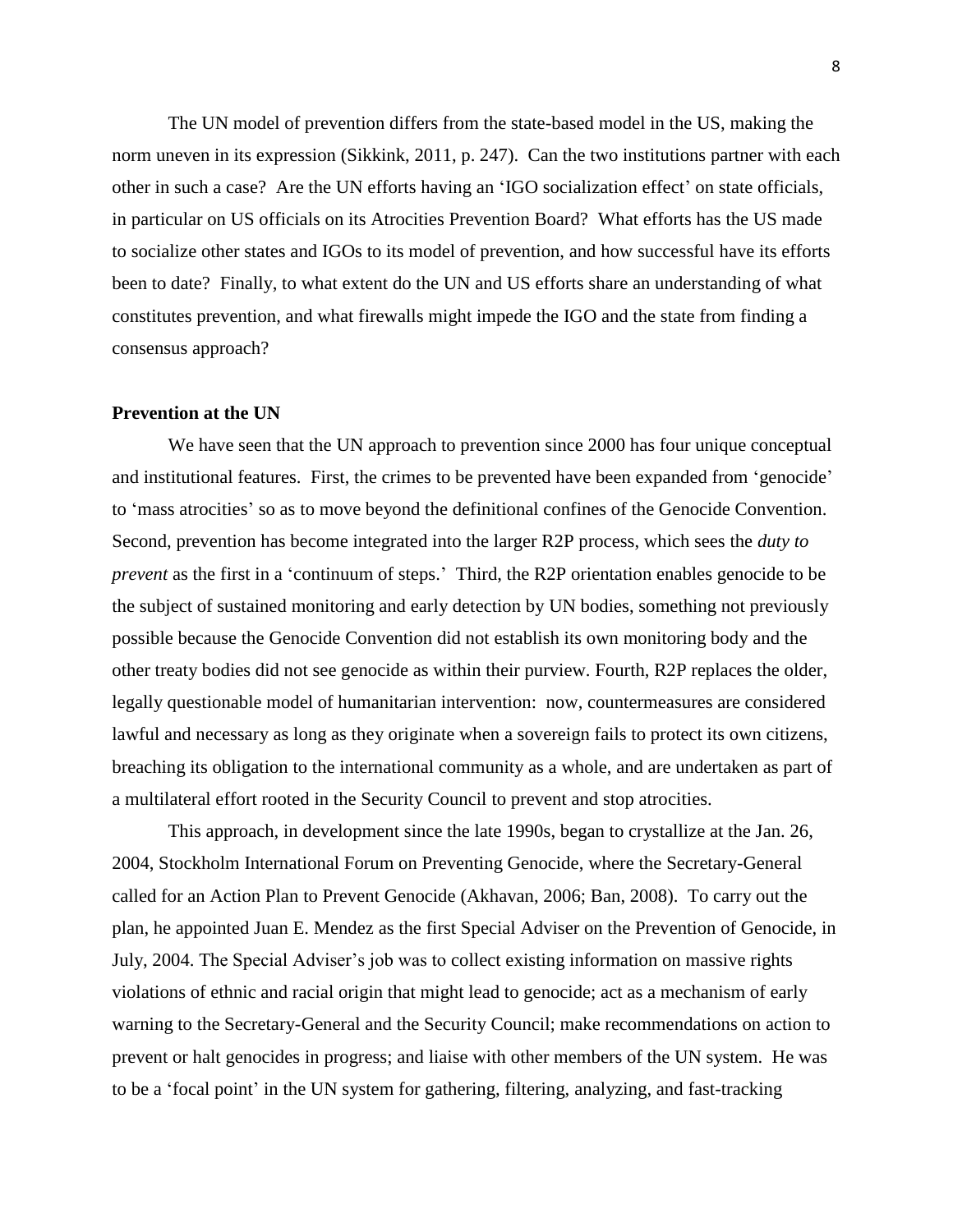The UN model of prevention differs from the state-based model in the US, making the norm uneven in its expression (Sikkink, 2011, p. 247). Can the two institutions partner with each other in such a case? Are the UN efforts having an 'IGO socialization effect' on state officials, in particular on US officials on its Atrocities Prevention Board? What efforts has the US made to socialize other states and IGOs to its model of prevention, and how successful have its efforts been to date? Finally, to what extent do the UN and US efforts share an understanding of what constitutes prevention, and what firewalls might impede the IGO and the state from finding a consensus approach?

**Prevention at the UN**

We have seen that the UN approach to prevention since 2000 has four unique conceptual and institutional features. First, the crimes to be prevented have been expanded from 'genocide' to 'mass atrocities' so as to move beyond the definitional confines of the Genocide Convention. Second, prevention has become integrated into the larger R2P process, which sees the *duty to prevent* as the first in a 'continuum of steps.' Third, the R2P orientation enables genocide to be the subject of sustained monitoring and early detection by UN bodies, something not previously possible because the Genocide Convention did not establish its own monitoring body and the other treaty bodies did not see genocide as within their purview. Fourth, R2P replaces the older, legally questionable model of humanitarian intervention: now, countermeasures are considered lawful and necessary as long as they originate when a sovereign fails to protect its own citizens, breaching its obligation to the international community as a whole, and are undertaken as part of a multilateral effort rooted in the Security Council to prevent and stop atrocities.

This approach, in development since the late 1990s, began to crystallize at the Jan. 26, 2004, Stockholm International Forum on Preventing Genocide, where the Secretary-General called for an Action Plan to Prevent Genocide (Akhavan, 2006; Ban, 2008). To carry out the plan, he appointed Juan E. Mendez as the first Special Adviser on the Prevention of Genocide, in July, 2004. The Special Adviser's job was to collect existing information on massive rights violations of ethnic and racial origin that might lead to genocide; act as a mechanism of early warning to the Secretary-General and the Security Council; make recommendations on action to prevent or halt genocides in progress; and liaise with other members of the UN system. He was to be a 'focal point' in the UN system for gathering, filtering, analyzing, and fast-tracking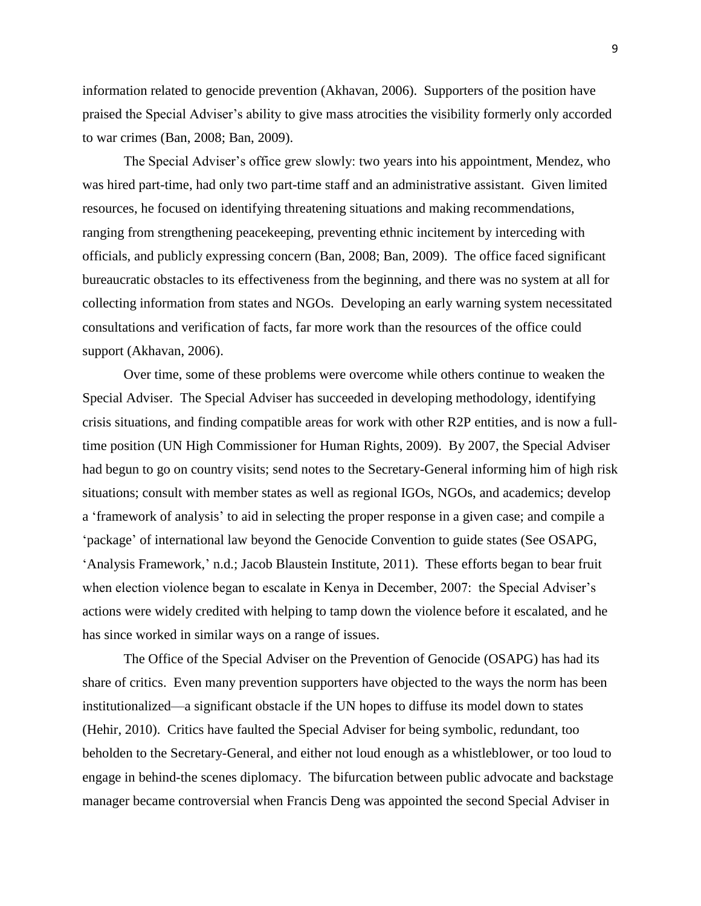information related to genocide prevention (Akhavan, 2006). Supporters of the position have praised the Special Adviser's ability to give mass atrocities the visibility formerly only accorded to war crimes (Ban, 2008; Ban, 2009).

The Special Adviser's office grew slowly: two years into his appointment, Mendez, who was hired part-time, had only two part-time staff and an administrative assistant. Given limited resources, he focused on identifying threatening situations and making recommendations, ranging from strengthening peacekeeping, preventing ethnic incitement by interceding with officials, and publicly expressing concern (Ban, 2008; Ban, 2009). The office faced significant bureaucratic obstacles to its effectiveness from the beginning, and there was no system at all for collecting information from states and NGOs. Developing an early warning system necessitated consultations and verification of facts, far more work than the resources of the office could support (Akhavan, 2006).

Over time, some of these problems were overcome while others continue to weaken the Special Adviser. The Special Adviser has succeeded in developing methodology, identifying crisis situations, and finding compatible areas for work with other R2P entities, and is now a full-time position (UN High Commissioner for Human Rights, 2009). By 2007, the Special Adviser had begun to go on country visits; send notes to the Secretary-General informing him of high risk situations; consult with member states as well as regional IGOs, NGOs, and academics; develop a 'framework of analysis' to aid in selecting the proper response in a given case; and compile a 'package' of international law beyond the Genocide Convention to guide states (See OSAPG, 'Analysis Framework,' n.d.; Jacob Blaustein Institute, 2011). These efforts began to bear fruit when election violence began to escalate in Kenya in December, 2007: the Special Adviser's actions were widely credited with helping to tamp down the violence before it escalated, and he has since worked in similar ways on a range of issues.

The Office of the Special Adviser on the Prevention of Genocide (OSAPG) has had its share of critics. Even many prevention supporters have objected to the ways the norm has been institutionalized—a significant obstacle if the UN hopes to diffuse its model down to states (Hehir, 2010). Critics have faulted the Special Adviser for being symbolic, redundant, too beholden to the Secretary-General, and either not loud enough as a whistleblower, or too loud to engage in behind-the scenes diplomacy. The bifurcation between public advocate and backstage manager became controversial when Francis Deng was appointed the second Special Adviser in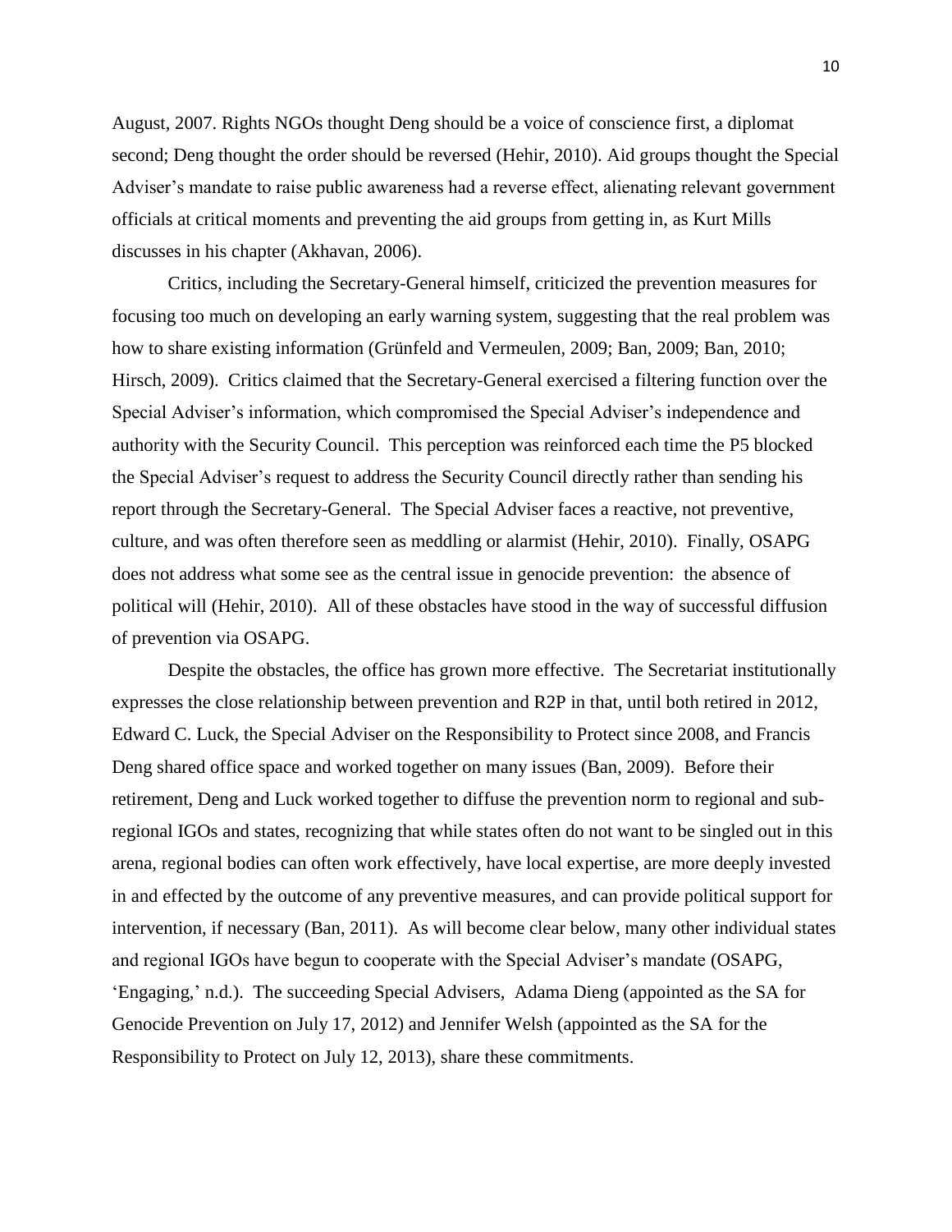August, 2007. Rights NGOs thought Deng should be a voice of conscience first, a diplomat second; Deng thought the order should be reversed (Hehir, 2010). Aid groups thought the Special Adviser's mandate to raise public awareness had a reverse effect, alienating relevant government officials at critical moments and preventing the aid groups from getting in, as Kurt Mills discusses in his chapter (Akhavan, 2006).

Critics, including the Secretary-General himself, criticized the prevention measures for focusing too much on developing an early warning system, suggesting that the real problem was how to share existing information (Grünfeld and Vermeulen, 2009; Ban, 2009; Ban, 2010; Hirsch, 2009). Critics claimed that the Secretary-General exercised a filtering function over the Special Adviser's information, which compromised the Special Adviser's independence and authority with the Security Council. This perception was reinforced each time the P5 blocked the Special Adviser's request to address the Security Council directly rather than sending his report through the Secretary-General. The Special Adviser faces a reactive, not preventive, culture, and was often therefore seen as meddling or alarmist (Hehir, 2010). Finally, OSAPG does not address what some see as the central issue in genocide prevention: the absence of political will (Hehir, 2010). All of these obstacles have stood in the way of successful diffusion of prevention via OSAPG.

Despite the obstacles, the office has grown more effective. The Secretariat institutionally expresses the close relationship between prevention and R2P in that, until both retired in 2012, Edward C. Luck, the Special Adviser on the Responsibility to Protect since 2008, and Francis Deng shared office space and worked together on many issues (Ban, 2009). Before their retirement, Deng and Luck worked together to diffuse the prevention norm to regional and sub-regional IGOs and states, recognizing that while states often do not want to be singled out in this arena, regional bodies can often work effectively, have local expertise, are more deeply invested in and effected by the outcome of any preventive measures, and can provide political support for intervention, if necessary (Ban, 2011). As will become clear below, many other individual states and regional IGOs have begun to cooperate with the Special Adviser's mandate (OSAPG, 'Engaging,' n.d.). The succeeding Special Advisers, Adama Dieng (appointed as the SA for Genocide Prevention on July 17, 2012) and Jennifer Welsh (appointed as the SA for the Responsibility to Protect on July 12, 2013), share these commitments.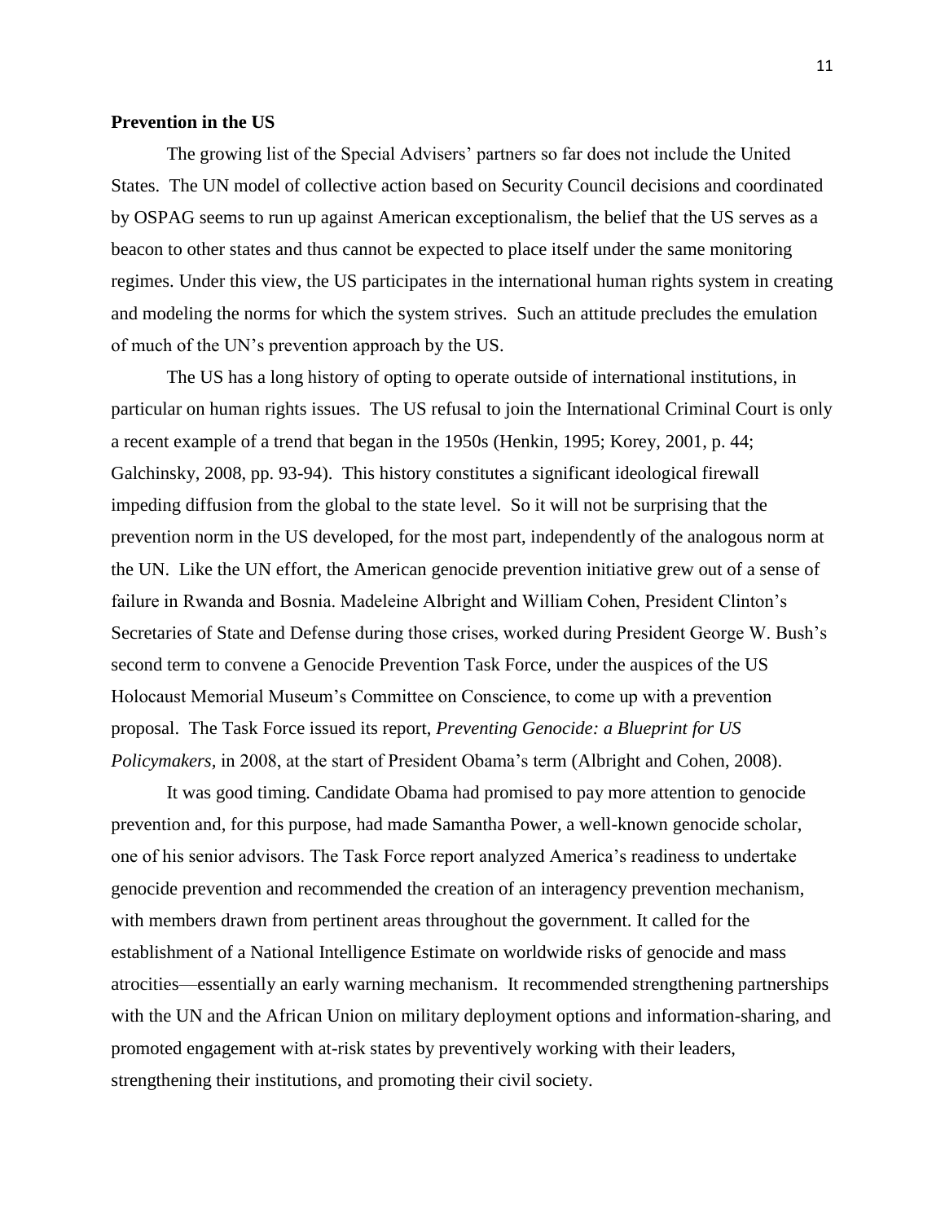**Prevention in the US**

The growing list of the Special Advisers' partners so far does not include the United States. The UN model of collective action based on Security Council decisions and coordinated by OSPAG seems to run up against American exceptionalism, the belief that the US serves as a beacon to other states and thus cannot be expected to place itself under the same monitoring regimes. Under this view, the US participates in the international human rights system in creating and modeling the norms for which the system strives. Such an attitude precludes the emulation of much of the UN's prevention approach by the US.

The US has a long history of opting to operate outside of international institutions, in particular on human rights issues. The US refusal to join the International Criminal Court is only a recent example of a trend that began in the 1950s (Henkin, 1995; Korey, 2001, p. 44; Galchinsky, 2008, pp. 93-94). This history constitutes a significant ideological firewall impeding diffusion from the global to the state level. So it will not be surprising that the prevention norm in the US developed, for the most part, independently of the analogous norm at the UN. Like the UN effort, the American genocide prevention initiative grew out of a sense of failure in Rwanda and Bosnia. Madeleine Albright and William Cohen, President Clinton's Secretaries of State and Defense during those crises, worked during President George W. Bush's second term to convene a Genocide Prevention Task Force, under the auspices of the US Holocaust Memorial Museum's Committee on Conscience, to come up with a prevention proposal. The Task Force issued its report, *Preventing Genocide: a Blueprint for US Policymakers,* in 2008, at the start of President Obama's term (Albright and Cohen, 2008).

It was good timing. Candidate Obama had promised to pay more attention to genocide prevention and, for this purpose, had made Samantha Power, a well-known genocide scholar, one of his senior advisors. The Task Force report analyzed America's readiness to undertake genocide prevention and recommended the creation of an interagency prevention mechanism, with members drawn from pertinent areas throughout the government. It called for the establishment of a National Intelligence Estimate on worldwide risks of genocide and mass atrocities—essentially an early warning mechanism. It recommended strengthening partnerships with the UN and the African Union on military deployment options and information-sharing, and promoted engagement with at-risk states by preventively working with their leaders, strengthening their institutions, and promoting their civil society.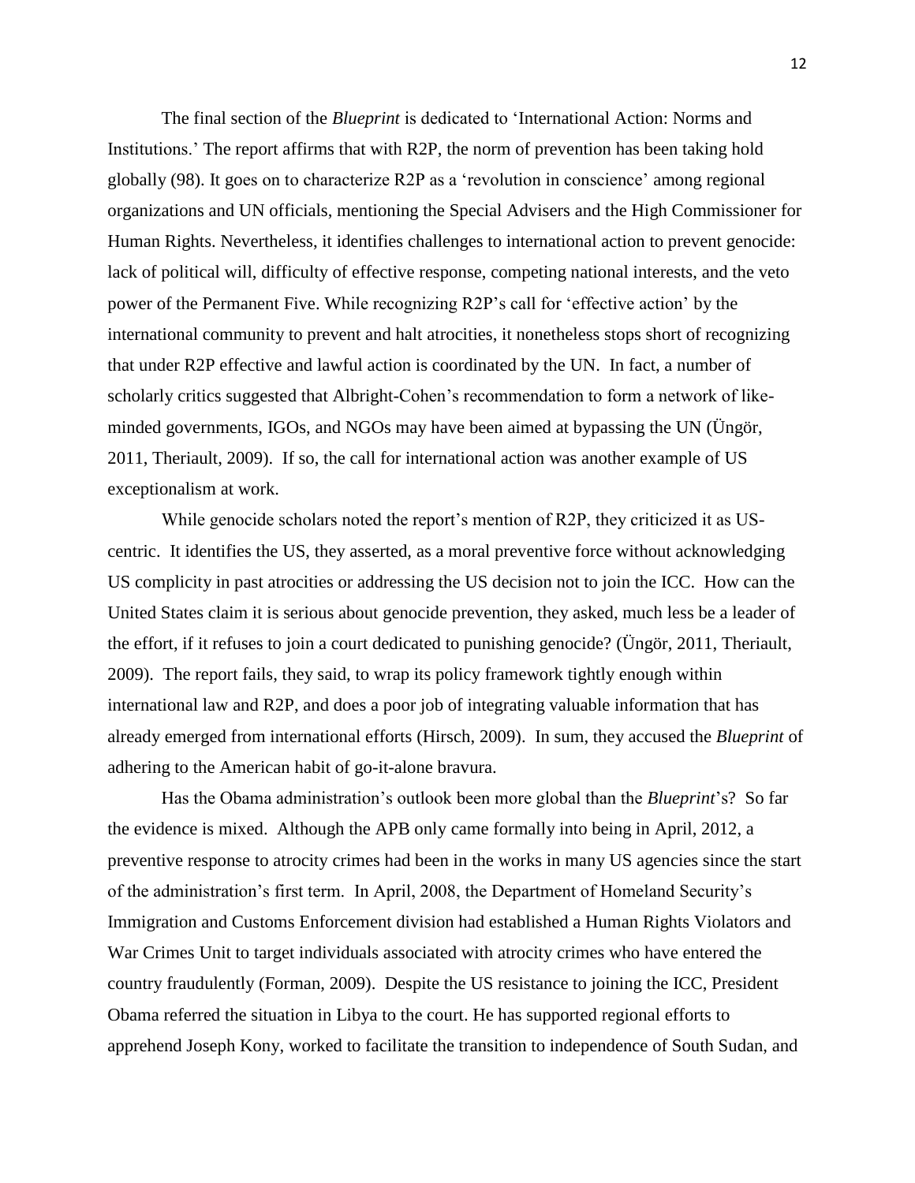The final section of the *Blueprint* is dedicated to 'International Action: Norms and Institutions.' The report affirms that with R2P, the norm of prevention has been taking hold globally (98). It goes on to characterize R2P as a 'revolution in conscience' among regional organizations and UN officials, mentioning the Special Advisers and the High Commissioner for Human Rights. Nevertheless, it identifies challenges to international action to prevent genocide: lack of political will, difficulty of effective response, competing national interests, and the veto power of the Permanent Five. While recognizing R2P's call for 'effective action' by the international community to prevent and halt atrocities, it nonetheless stops short of recognizing that under R2P effective and lawful action is coordinated by the UN. In fact, a number of scholarly critics suggested that Albright-Cohen's recommendation to form a network of like-minded governments, IGOs, and NGOs may have been aimed at bypassing the UN (Üngör, 2011, Theriault, 2009). If so, the call for international action was another example of US exceptionalism at work.

While genocide scholars noted the report's mention of R2P, they criticized it as US-centric. It identifies the US, they asserted, as a moral preventive force without acknowledging US complicity in past atrocities or addressing the US decision not to join the ICC. How can the United States claim it is serious about genocide prevention, they asked, much less be a leader of the effort, if it refuses to join a court dedicated to punishing genocide? (Üngör, 2011, Theriault, 2009). The report fails, they said, to wrap its policy framework tightly enough within international law and R2P, and does a poor job of integrating valuable information that has already emerged from international efforts (Hirsch, 2009). In sum, they accused the *Blueprint* of adhering to the American habit of go-it-alone bravura.

Has the Obama administration's outlook been more global than the *Blueprint*'s? So far the evidence is mixed. Although the APB only came formally into being in April, 2012, a preventive response to atrocity crimes had been in the works in many US agencies since the start of the administration's first term. In April, 2008, the Department of Homeland Security's Immigration and Customs Enforcement division had established a Human Rights Violators and War Crimes Unit to target individuals associated with atrocity crimes who have entered the country fraudulently (Forman, 2009). Despite the US resistance to joining the ICC, President Obama referred the situation in Libya to the court. He has supported regional efforts to apprehend Joseph Kony, worked to facilitate the transition to independence of South Sudan, and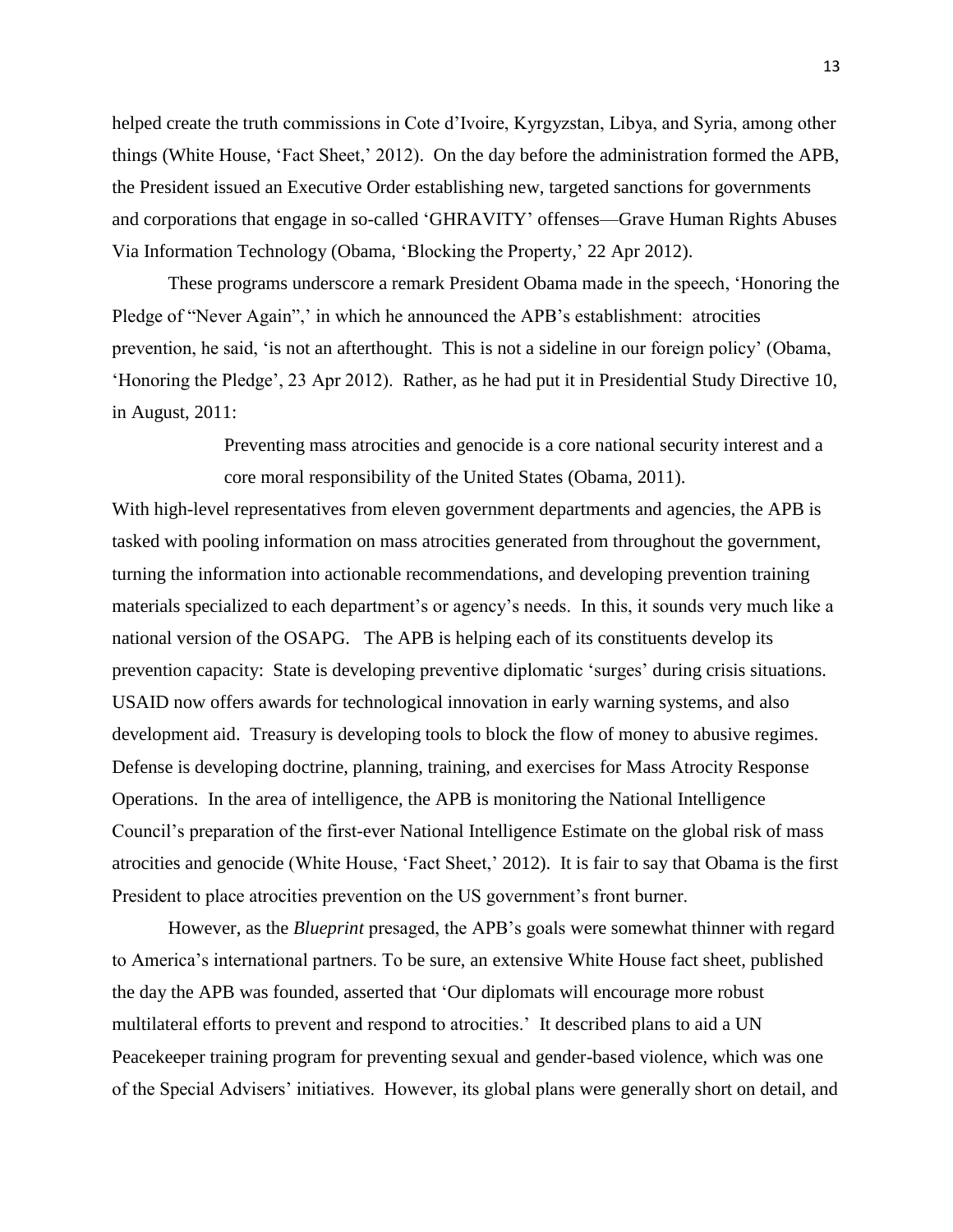helped create the truth commissions in Cote d'Ivoire, Kyrgyzstan, Libya, and Syria, among other things (White House, 'Fact Sheet,' 2012). On the day before the administration formed the APB, the President issued an Executive Order establishing new, targeted sanctions for governments and corporations that engage in so-called 'GHRAVITY' offenses—Grave Human Rights Abuses Via Information Technology (Obama, 'Blocking the Property,' 22 Apr 2012).

These programs underscore a remark President Obama made in the speech, 'Honoring the Pledge of "Never Again",' in which he announced the APB's establishment: atrocities prevention, he said, 'is not an afterthought. This is not a sideline in our foreign policy' (Obama, 'Honoring the Pledge', 23 Apr 2012). Rather, as he had put it in Presidential Study Directive 10, in August, 2011:

> Preventing mass atrocities and genocide is a core national security interest and a core moral responsibility of the United States (Obama, 2011).

With high-level representatives from eleven government departments and agencies, the APB is tasked with pooling information on mass atrocities generated from throughout the government, turning the information into actionable recommendations, and developing prevention training materials specialized to each department's or agency's needs. In this, it sounds very much like a national version of the OSAPG. The APB is helping each of its constituents develop its prevention capacity: State is developing preventive diplomatic 'surges' during crisis situations. USAID now offers awards for technological innovation in early warning systems, and also development aid. Treasury is developing tools to block the flow of money to abusive regimes. Defense is developing doctrine, planning, training, and exercises for Mass Atrocity Response Operations. In the area of intelligence, the APB is monitoring the National Intelligence Council's preparation of the first-ever National Intelligence Estimate on the global risk of mass atrocities and genocide (White House, 'Fact Sheet,' 2012). It is fair to say that Obama is the first President to place atrocities prevention on the US government's front burner.

However, as the *Blueprint* presaged, the APB's goals were somewhat thinner with regard to America's international partners. To be sure, an extensive White House fact sheet, published the day the APB was founded, asserted that 'Our diplomats will encourage more robust multilateral efforts to prevent and respond to atrocities.' It described plans to aid a UN Peacekeeper training program for preventing sexual and gender-based violence, which was one of the Special Advisers' initiatives. However, its global plans were generally short on detail, and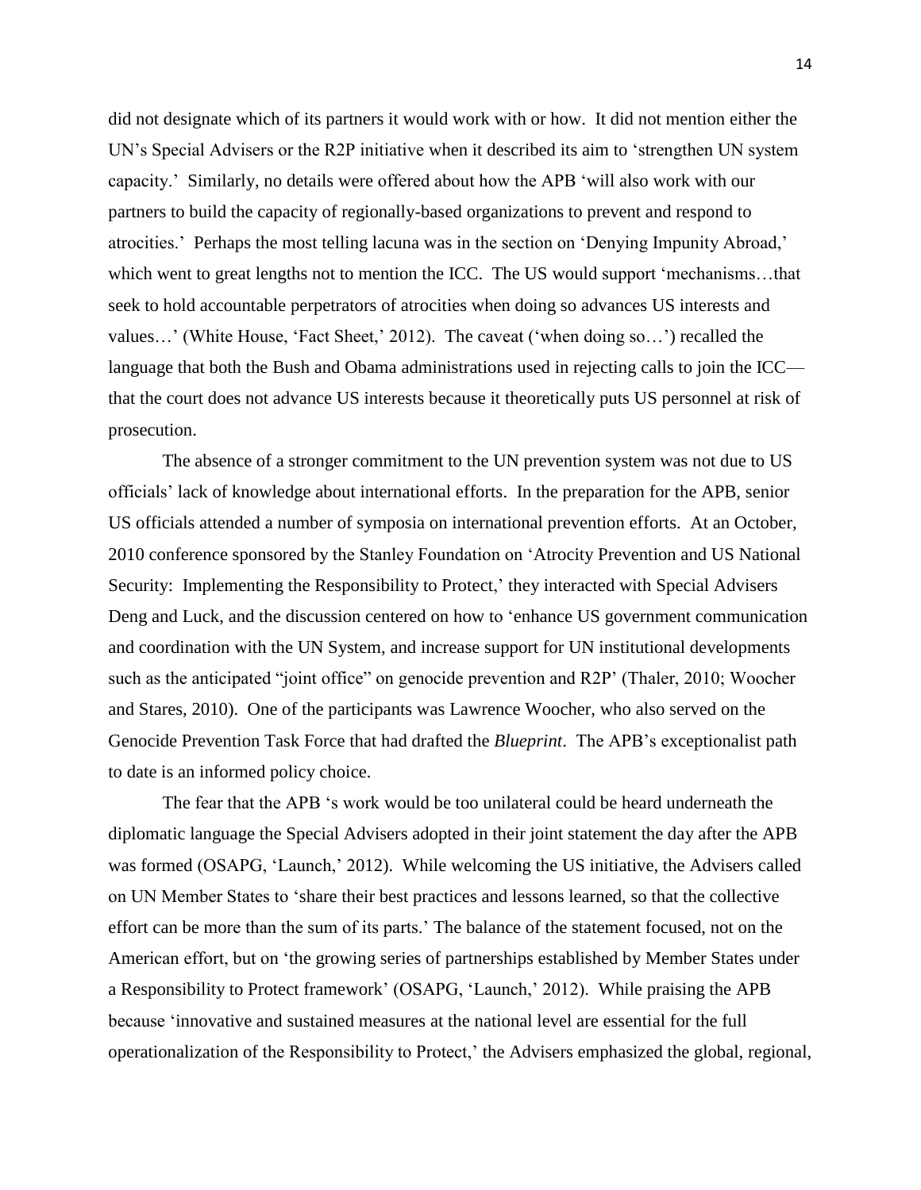did not designate which of its partners it would work with or how. It did not mention either the UN's Special Advisers or the R2P initiative when it described its aim to 'strengthen UN system capacity.' Similarly, no details were offered about how the APB 'will also work with our partners to build the capacity of regionally-based organizations to prevent and respond to atrocities.' Perhaps the most telling lacuna was in the section on 'Denying Impunity Abroad,' which went to great lengths not to mention the ICC. The US would support 'mechanisms…that seek to hold accountable perpetrators of atrocities when doing so advances US interests and values…' (White House, 'Fact Sheet,' 2012). The caveat ('when doing so…') recalled the language that both the Bush and Obama administrations used in rejecting calls to join the ICC—that the court does not advance US interests because it theoretically puts US personnel at risk of prosecution.

The absence of a stronger commitment to the UN prevention system was not due to US officials' lack of knowledge about international efforts. In the preparation for the APB, senior US officials attended a number of symposia on international prevention efforts. At an October, 2010 conference sponsored by the Stanley Foundation on 'Atrocity Prevention and US National Security: Implementing the Responsibility to Protect,' they interacted with Special Advisers Deng and Luck, and the discussion centered on how to 'enhance US government communication and coordination with the UN System, and increase support for UN institutional developments such as the anticipated "joint office" on genocide prevention and R2P' (Thaler, 2010; Woocher and Stares, 2010). One of the participants was Lawrence Woocher, who also served on the Genocide Prevention Task Force that had drafted the *Blueprint*. The APB's exceptionalist path to date is an informed policy choice.

The fear that the APB 's work would be too unilateral could be heard underneath the diplomatic language the Special Advisers adopted in their joint statement the day after the APB was formed (OSAPG, 'Launch,' 2012). While welcoming the US initiative, the Advisers called on UN Member States to 'share their best practices and lessons learned, so that the collective effort can be more than the sum of its parts.' The balance of the statement focused, not on the American effort, but on 'the growing series of partnerships established by Member States under a Responsibility to Protect framework' (OSAPG, 'Launch,' 2012). While praising the APB because 'innovative and sustained measures at the national level are essential for the full operationalization of the Responsibility to Protect,' the Advisers emphasized the global, regional,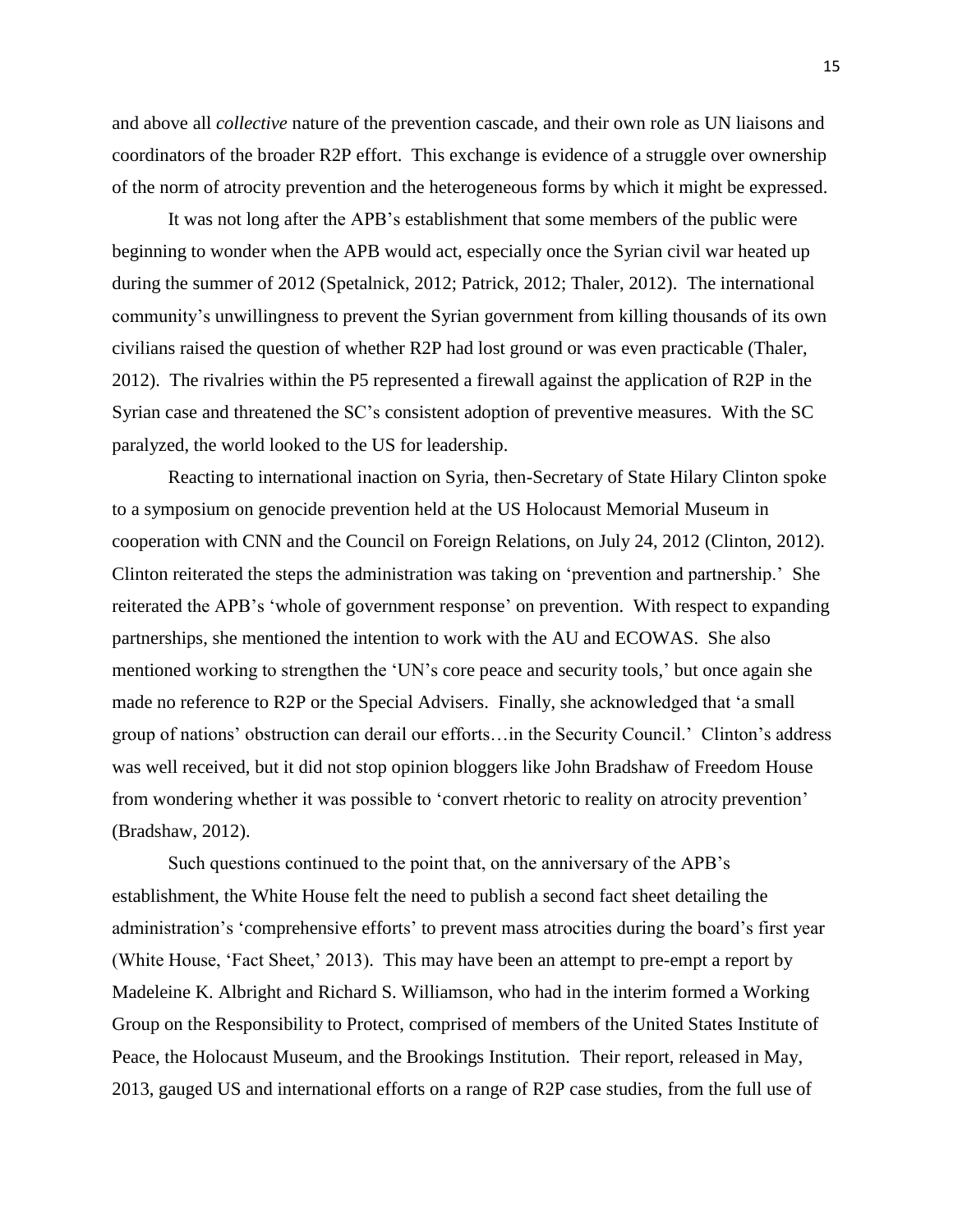and above all *collective* nature of the prevention cascade, and their own role as UN liaisons and coordinators of the broader R2P effort. This exchange is evidence of a struggle over ownership of the norm of atrocity prevention and the heterogeneous forms by which it might be expressed.

It was not long after the APB's establishment that some members of the public were beginning to wonder when the APB would act, especially once the Syrian civil war heated up during the summer of 2012 (Spetalnick, 2012; Patrick, 2012; Thaler, 2012). The international community's unwillingness to prevent the Syrian government from killing thousands of its own civilians raised the question of whether R2P had lost ground or was even practicable (Thaler, 2012). The rivalries within the P5 represented a firewall against the application of R2P in the Syrian case and threatened the SC's consistent adoption of preventive measures. With the SC paralyzed, the world looked to the US for leadership.

Reacting to international inaction on Syria, then-Secretary of State Hilary Clinton spoke to a symposium on genocide prevention held at the US Holocaust Memorial Museum in cooperation with CNN and the Council on Foreign Relations, on July 24, 2012 (Clinton, 2012). Clinton reiterated the steps the administration was taking on 'prevention and partnership.' She reiterated the APB's 'whole of government response' on prevention. With respect to expanding partnerships, she mentioned the intention to work with the AU and ECOWAS. She also mentioned working to strengthen the 'UN's core peace and security tools,' but once again she made no reference to R2P or the Special Advisers. Finally, she acknowledged that 'a small group of nations' obstruction can derail our efforts…in the Security Council.' Clinton's address was well received, but it did not stop opinion bloggers like John Bradshaw of Freedom House from wondering whether it was possible to 'convert rhetoric to reality on atrocity prevention' (Bradshaw, 2012).

Such questions continued to the point that, on the anniversary of the APB's establishment, the White House felt the need to publish a second fact sheet detailing the administration's 'comprehensive efforts' to prevent mass atrocities during the board's first year (White House, 'Fact Sheet,' 2013). This may have been an attempt to pre-empt a report by Madeleine K. Albright and Richard S. Williamson, who had in the interim formed a Working Group on the Responsibility to Protect, comprised of members of the United States Institute of Peace, the Holocaust Museum, and the Brookings Institution. Their report, released in May, 2013, gauged US and international efforts on a range of R2P case studies, from the full use of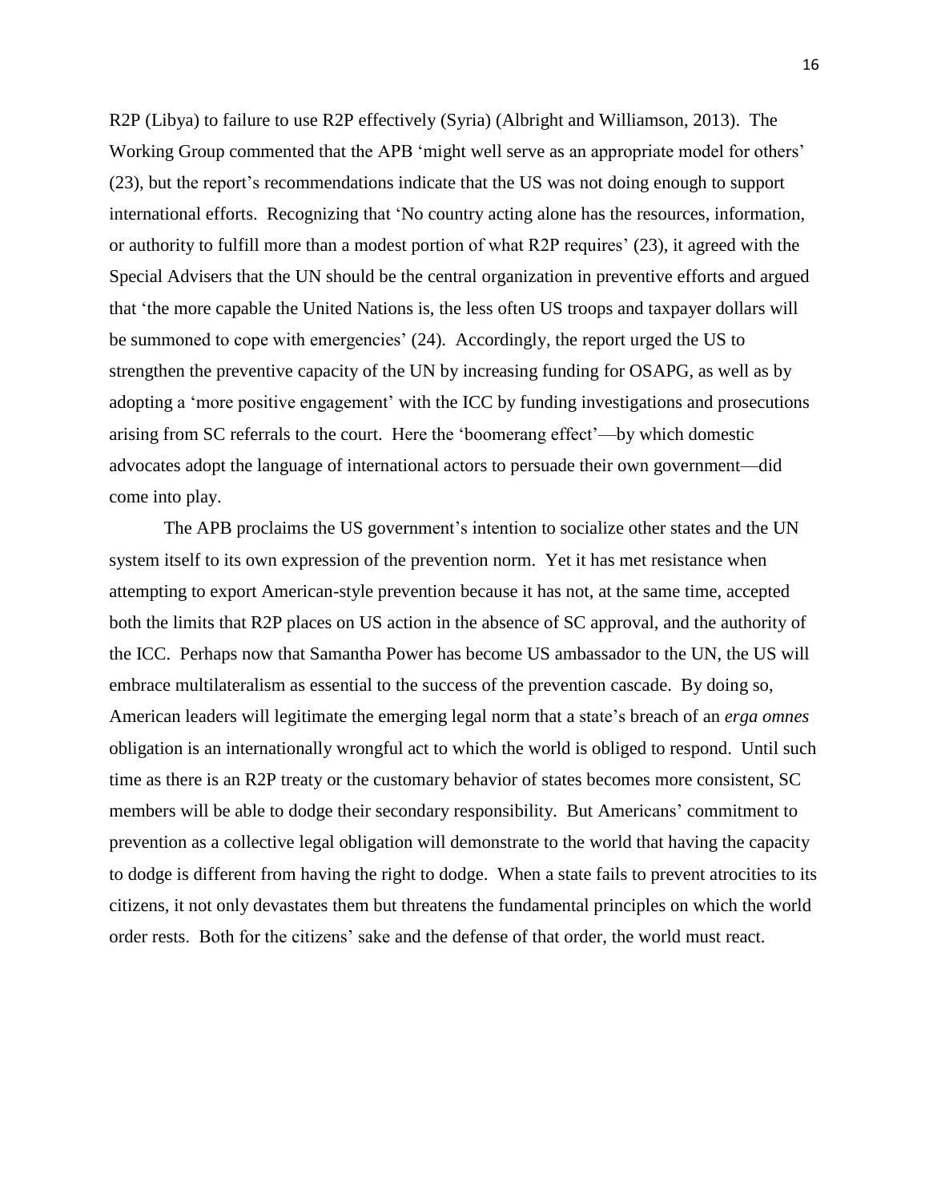R2P (Libya) to failure to use R2P effectively (Syria) (Albright and Williamson, 2013). The Working Group commented that the APB 'might well serve as an appropriate model for others' (23), but the report's recommendations indicate that the US was not doing enough to support international efforts. Recognizing that 'No country acting alone has the resources, information, or authority to fulfill more than a modest portion of what R2P requires' (23), it agreed with the Special Advisers that the UN should be the central organization in preventive efforts and argued that 'the more capable the United Nations is, the less often US troops and taxpayer dollars will be summoned to cope with emergencies' (24). Accordingly, the report urged the US to strengthen the preventive capacity of the UN by increasing funding for OSAPG, as well as by adopting a 'more positive engagement' with the ICC by funding investigations and prosecutions arising from SC referrals to the court. Here the 'boomerang effect'—by which domestic advocates adopt the language of international actors to persuade their own government—did come into play.

The APB proclaims the US government's intention to socialize other states and the UN system itself to its own expression of the prevention norm. Yet it has met resistance when attempting to export American-style prevention because it has not, at the same time, accepted both the limits that R2P places on US action in the absence of SC approval, and the authority of the ICC. Perhaps now that Samantha Power has become US ambassador to the UN, the US will embrace multilateralism as essential to the success of the prevention cascade. By doing so, American leaders will legitimate the emerging legal norm that a state's breach of an *erga omnes* obligation is an internationally wrongful act to which the world is obliged to respond. Until such time as there is an R2P treaty or the customary behavior of states becomes more consistent, SC members will be able to dodge their secondary responsibility. But Americans' commitment to prevention as a collective legal obligation will demonstrate to the world that having the capacity to dodge is different from having the right to dodge. When a state fails to prevent atrocities to its citizens, it not only devastates them but threatens the fundamental principles on which the world order rests. Both for the citizens' sake and the defense of that order, the world must react.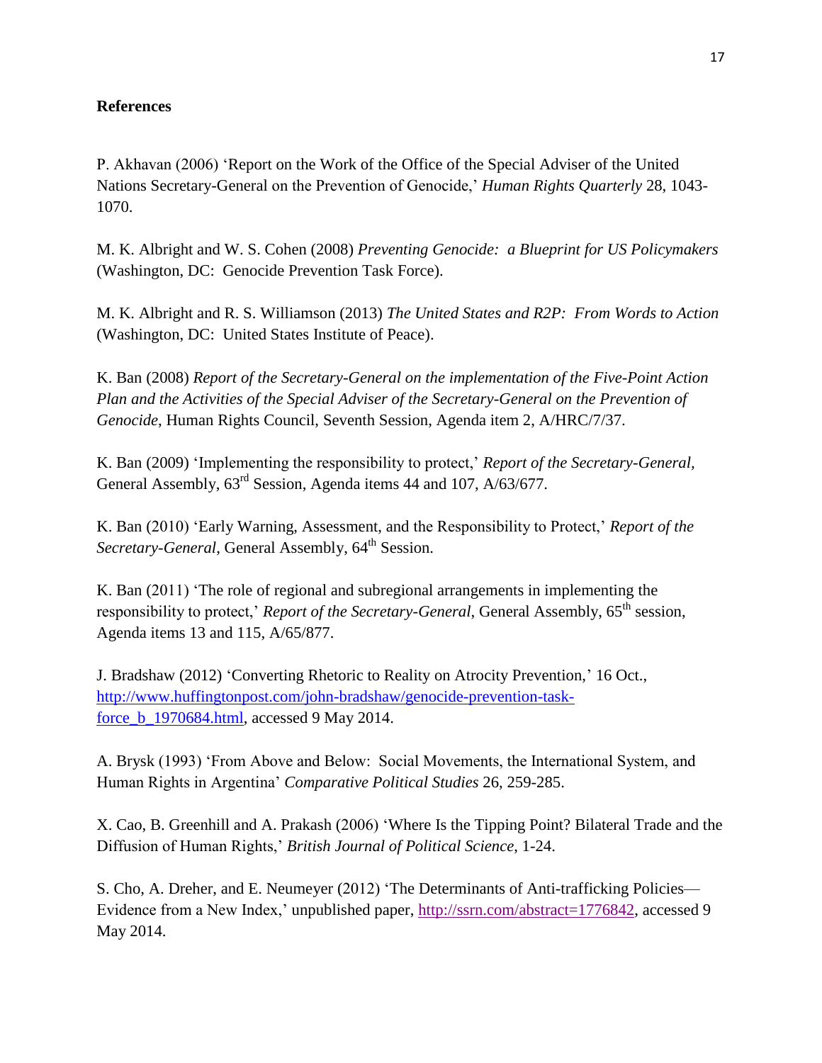## References

P. Akhavan (2006) 'Report on the Work of the Office of the Special Adviser of the United Nations Secretary-General on the Prevention of Genocide,' *Human Rights Quarterly* 28, 1043-1070.

M. K. Albright and W. S. Cohen (2008) *Preventing Genocide: a Blueprint for US Policymakers* (Washington, DC: Genocide Prevention Task Force).

M. K. Albright and R. S. Williamson (2013) *The United States and R2P: From Words to Action* (Washington, DC: United States Institute of Peace).

K. Ban (2008) *Report of the Secretary-General on the implementation of the Five-Point Action Plan and the Activities of the Special Adviser of the Secretary-General on the Prevention of Genocide*, Human Rights Council, Seventh Session, Agenda item 2, A/HRC/7/37.

K. Ban (2009) 'Implementing the responsibility to protect,' *Report of the Secretary-General*, General Assembly, 63rd Session, Agenda items 44 and 107, A/63/677.

K. Ban (2010) 'Early Warning, Assessment, and the Responsibility to Protect,' *Report of the Secretary-General*, General Assembly, 64th Session.

K. Ban (2011) 'The role of regional and subregional arrangements in implementing the responsibility to protect,' *Report of the Secretary-General*, General Assembly, 65th session, Agenda items 13 and 115, A/65/877.

J. Bradshaw (2012) 'Converting Rhetoric to Reality on Atrocity Prevention,' 16 Oct., http://www.huffingtonpost.com/john-bradshaw/genocide-prevention-task-force_b_1970684.html, accessed 9 May 2014.

A. Brysk (1993) 'From Above and Below: Social Movements, the International System, and Human Rights in Argentina' *Comparative Political Studies* 26, 259-285.

X. Cao, B. Greenhill and A. Prakash (2006) 'Where Is the Tipping Point? Bilateral Trade and the Diffusion of Human Rights,' *British Journal of Political Science*, 1-24.

S. Cho, A. Dreher, and E. Neumeyer (2012) 'The Determinants of Anti-trafficking Policies—Evidence from a New Index,' unpublished paper, http://ssrn.com/abstract=1776842, accessed 9 May 2014.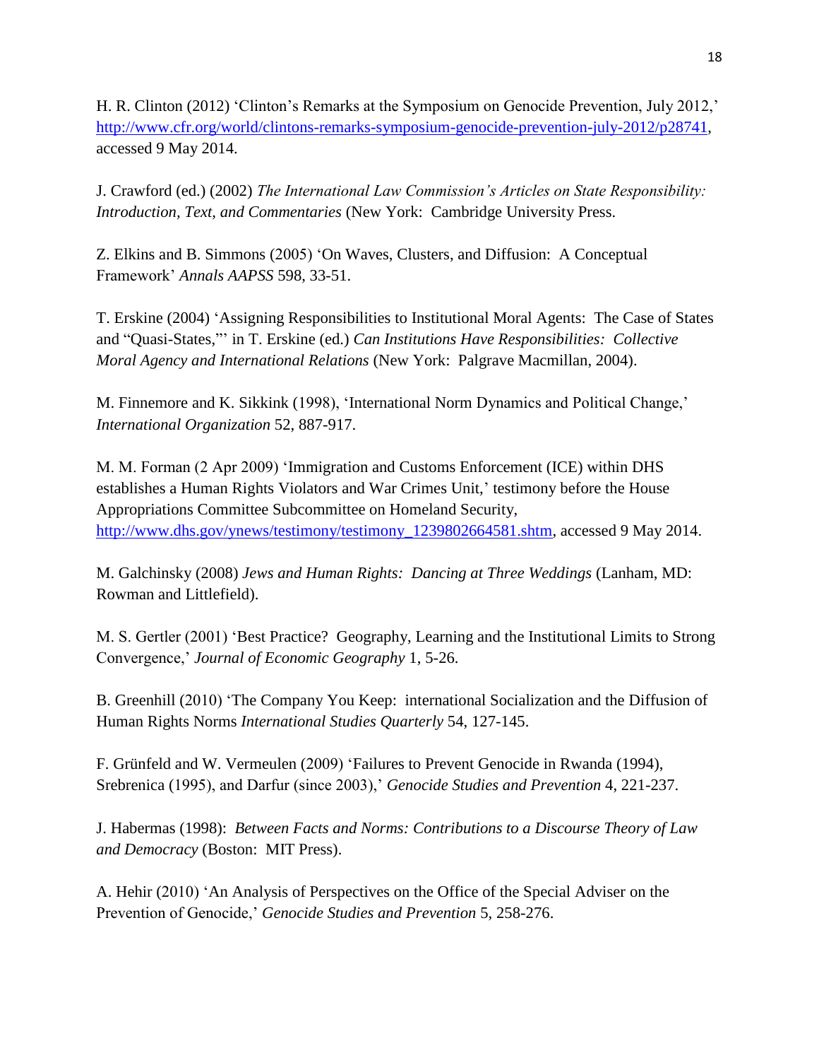H. R. Clinton (2012) 'Clinton's Remarks at the Symposium on Genocide Prevention, July 2012,' http://www.cfr.org/world/clintons-remarks-symposium-genocide-prevention-july-2012/p28741, accessed 9 May 2014.

J. Crawford (ed.) (2002) *The International Law Commission's Articles on State Responsibility: Introduction, Text, and Commentaries* (New York: Cambridge University Press.

Z. Elkins and B. Simmons (2005) 'On Waves, Clusters, and Diffusion: A Conceptual Framework' *Annals AAPSS* 598, 33-51.

T. Erskine (2004) 'Assigning Responsibilities to Institutional Moral Agents: The Case of States and "Quasi-States,"' in T. Erskine (ed.) *Can Institutions Have Responsibilities: Collective Moral Agency and International Relations* (New York: Palgrave Macmillan, 2004).

M. Finnemore and K. Sikkink (1998), 'International Norm Dynamics and Political Change,' *International Organization* 52, 887-917.

M. M. Forman (2 Apr 2009) 'Immigration and Customs Enforcement (ICE) within DHS establishes a Human Rights Violators and War Crimes Unit,' testimony before the House Appropriations Committee Subcommittee on Homeland Security, http://www.dhs.gov/ynews/testimony/testimony_1239802664581.shtm, accessed 9 May 2014.

M. Galchinsky (2008) *Jews and Human Rights: Dancing at Three Weddings* (Lanham, MD: Rowman and Littlefield).

M. S. Gertler (2001) 'Best Practice? Geography, Learning and the Institutional Limits to Strong Convergence,' *Journal of Economic Geography* 1, 5-26.

B. Greenhill (2010) 'The Company You Keep: international Socialization and the Diffusion of Human Rights Norms *International Studies Quarterly* 54, 127-145.

F. Grünfeld and W. Vermeulen (2009) 'Failures to Prevent Genocide in Rwanda (1994), Srebrenica (1995), and Darfur (since 2003),' *Genocide Studies and Prevention* 4, 221-237.

J. Habermas (1998): *Between Facts and Norms: Contributions to a Discourse Theory of Law and Democracy* (Boston: MIT Press).

A. Hehir (2010) 'An Analysis of Perspectives on the Office of the Special Adviser on the Prevention of Genocide,' *Genocide Studies and Prevention* 5, 258-276.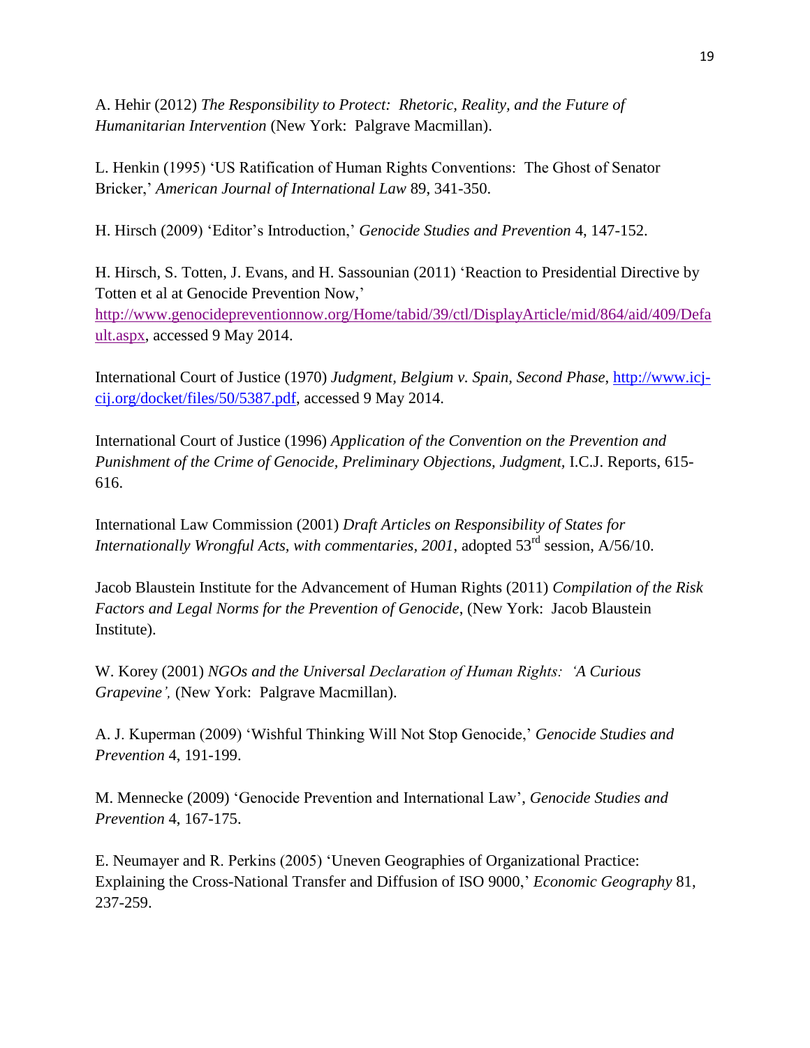A. Hehir (2012) *The Responsibility to Protect: Rhetoric, Reality, and the Future of Humanitarian Intervention* (New York: Palgrave Macmillan).

L. Henkin (1995) 'US Ratification of Human Rights Conventions: The Ghost of Senator Bricker,' *American Journal of International Law* 89, 341-350.

H. Hirsch (2009) 'Editor's Introduction,' *Genocide Studies and Prevention* 4, 147-152.

H. Hirsch, S. Totten, J. Evans, and H. Sassounian (2011) 'Reaction to Presidential Directive by Totten et al at Genocide Prevention Now,' http://www.genocidepreventionnow.org/Home/tabid/39/ctl/DisplayArticle/mid/864/aid/409/Default.aspx, accessed 9 May 2014.

International Court of Justice (1970) *Judgment, Belgium v. Spain, Second Phase*, http://www.icj-cij.org/docket/files/50/5387.pdf, accessed 9 May 2014.

International Court of Justice (1996) *Application of the Convention on the Prevention and Punishment of the Crime of Genocide, Preliminary Objections, Judgment*, I.C.J. Reports, 615-616.

International Law Commission (2001) *Draft Articles on Responsibility of States for Internationally Wrongful Acts, with commentaries, 2001*, adopted 53rd session, A/56/10.

Jacob Blaustein Institute for the Advancement of Human Rights (2011) *Compilation of the Risk Factors and Legal Norms for the Prevention of Genocide*, (New York: Jacob Blaustein Institute).

W. Korey (2001) *NGOs and the Universal Declaration of Human Rights: 'A Curious Grapevine',* (New York: Palgrave Macmillan).

A. J. Kuperman (2009) 'Wishful Thinking Will Not Stop Genocide,' *Genocide Studies and Prevention* 4, 191-199.

M. Mennecke (2009) 'Genocide Prevention and International Law', *Genocide Studies and Prevention* 4, 167-175.

E. Neumayer and R. Perkins (2005) 'Uneven Geographies of Organizational Practice: Explaining the Cross-National Transfer and Diffusion of ISO 9000,' *Economic Geography* 81, 237-259.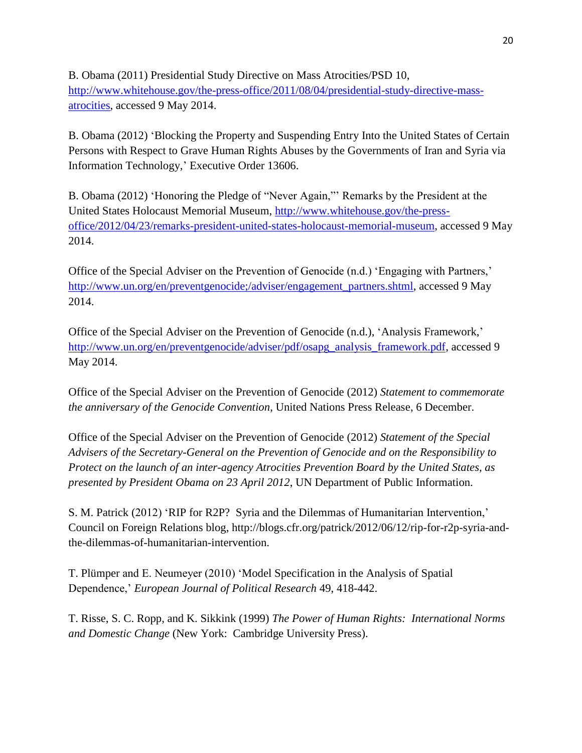B. Obama (2011) Presidential Study Directive on Mass Atrocities/PSD 10, http://www.whitehouse.gov/the-press-office/2011/08/04/presidential-study-directive-mass-atrocities, accessed 9 May 2014.

B. Obama (2012) 'Blocking the Property and Suspending Entry Into the United States of Certain Persons with Respect to Grave Human Rights Abuses by the Governments of Iran and Syria via Information Technology,' Executive Order 13606.

B. Obama (2012) 'Honoring the Pledge of "Never Again,"' Remarks by the President at the United States Holocaust Memorial Museum, http://www.whitehouse.gov/the-press-office/2012/04/23/remarks-president-united-states-holocaust-memorial-museum, accessed 9 May 2014.

Office of the Special Adviser on the Prevention of Genocide (n.d.) 'Engaging with Partners,' http://www.un.org/en/preventgenocide;/adviser/engagement_partners.shtml, accessed 9 May 2014.

Office of the Special Adviser on the Prevention of Genocide (n.d.), 'Analysis Framework,' http://www.un.org/en/preventgenocide/adviser/pdf/osapg_analysis_framework.pdf, accessed 9 May 2014.

Office of the Special Adviser on the Prevention of Genocide (2012) *Statement to commemorate the anniversary of the Genocide Convention*, United Nations Press Release, 6 December.

Office of the Special Adviser on the Prevention of Genocide (2012) *Statement of the Special Advisers of the Secretary-General on the Prevention of Genocide and on the Responsibility to Protect on the launch of an inter-agency Atrocities Prevention Board by the United States, as presented by President Obama on 23 April 2012*, UN Department of Public Information.

S. M. Patrick (2012) 'RIP for R2P? Syria and the Dilemmas of Humanitarian Intervention,' Council on Foreign Relations blog, http://blogs.cfr.org/patrick/2012/06/12/rip-for-r2p-syria-and-the-dilemmas-of-humanitarian-intervention.

T. Plümper and E. Neumeyer (2010) 'Model Specification in the Analysis of Spatial Dependence,' *European Journal of Political Research* 49, 418-442.

T. Risse, S. C. Ropp, and K. Sikkink (1999) *The Power of Human Rights: International Norms and Domestic Change* (New York: Cambridge University Press).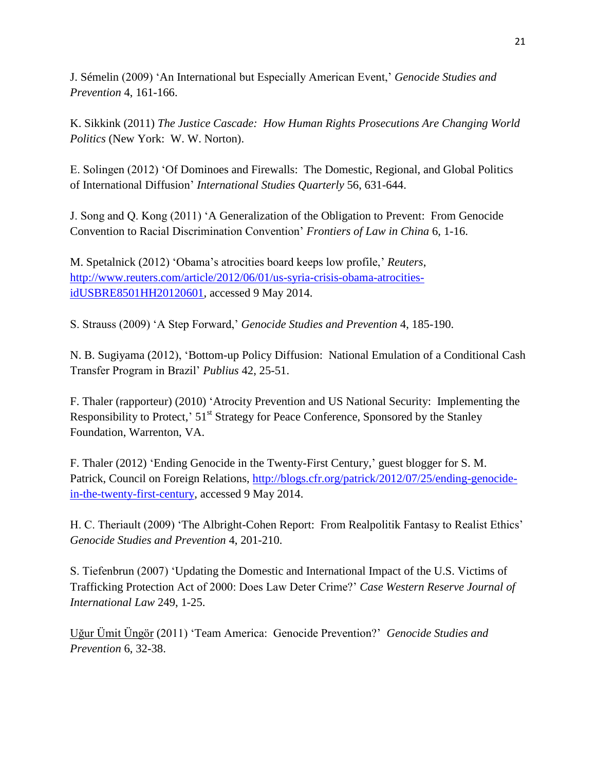J. Sémelin (2009) 'An International but Especially American Event,' *Genocide Studies and Prevention* 4, 161-166.

K. Sikkink (2011) *The Justice Cascade: How Human Rights Prosecutions Are Changing World Politics* (New York: W. W. Norton).

E. Solingen (2012) 'Of Dominoes and Firewalls: The Domestic, Regional, and Global Politics of International Diffusion' *International Studies Quarterly* 56, 631-644.

J. Song and Q. Kong (2011) 'A Generalization of the Obligation to Prevent: From Genocide Convention to Racial Discrimination Convention' *Frontiers of Law in China* 6, 1-16.

M. Spetalnick (2012) 'Obama's atrocities board keeps low profile,' *Reuters*, http://www.reuters.com/article/2012/06/01/us-syria-crisis-obama-atrocities-idUSBRE8501HH20120601, accessed 9 May 2014.

S. Strauss (2009) 'A Step Forward,' *Genocide Studies and Prevention* 4, 185-190.

N. B. Sugiyama (2012), 'Bottom-up Policy Diffusion: National Emulation of a Conditional Cash Transfer Program in Brazil' *Publius* 42, 25-51.

F. Thaler (rapporteur) (2010) 'Atrocity Prevention and US National Security: Implementing the Responsibility to Protect,' 51st Strategy for Peace Conference, Sponsored by the Stanley Foundation, Warrenton, VA.

F. Thaler (2012) 'Ending Genocide in the Twenty-First Century,' guest blogger for S. M. Patrick, Council on Foreign Relations, http://blogs.cfr.org/patrick/2012/07/25/ending-genocide-in-the-twenty-first-century, accessed 9 May 2014.

H. C. Theriault (2009) 'The Albright-Cohen Report: From Realpolitik Fantasy to Realist Ethics' *Genocide Studies and Prevention* 4, 201-210.

S. Tiefenbrun (2007) 'Updating the Domestic and International Impact of the U.S. Victims of Trafficking Protection Act of 2000: Does Law Deter Crime?' *Case Western Reserve Journal of International Law* 249, 1-25.

Uğur Ümit Üngör (2011) 'Team America: Genocide Prevention?' *Genocide Studies and Prevention* 6, 32-38.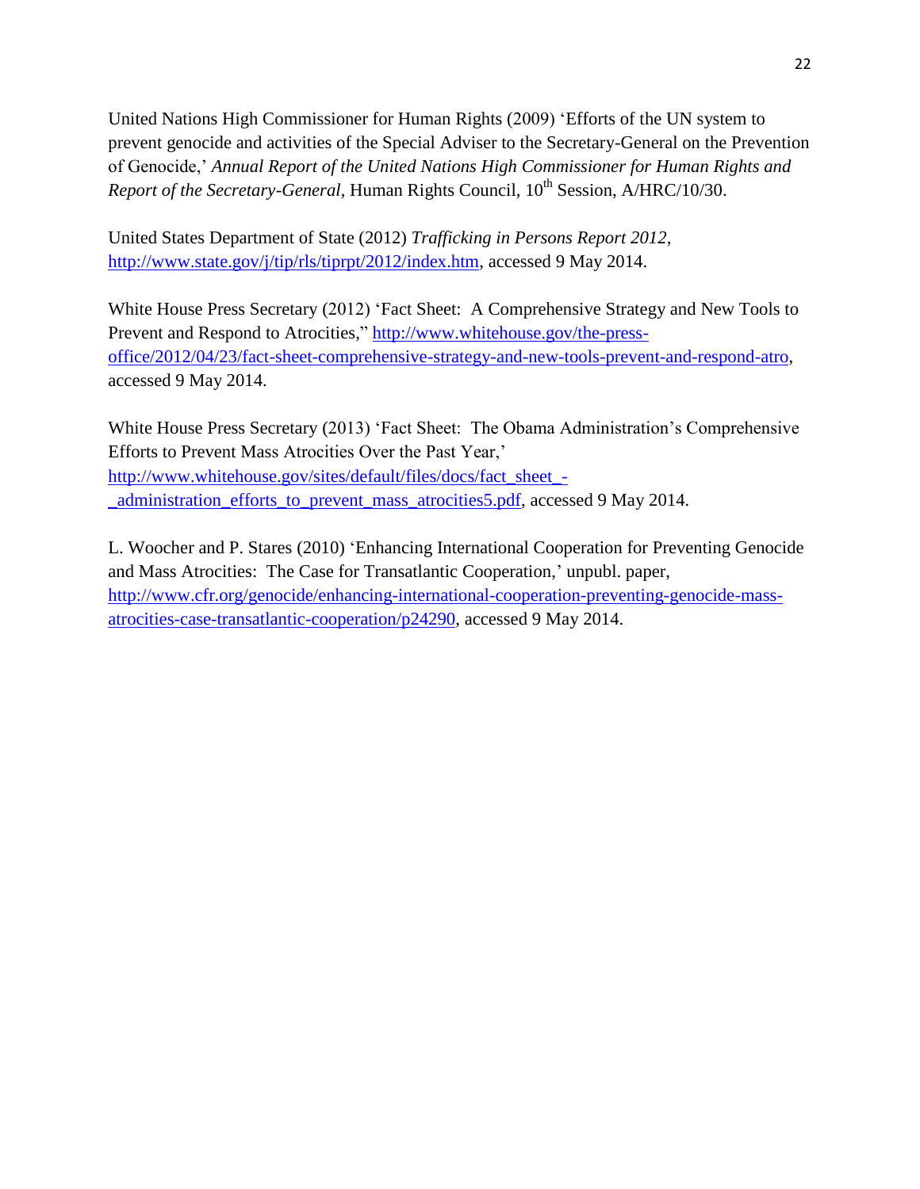United Nations High Commissioner for Human Rights (2009) 'Efforts of the UN system to prevent genocide and activities of the Special Adviser to the Secretary-General on the Prevention of Genocide,' *Annual Report of the United Nations High Commissioner for Human Rights and Report of the Secretary-General*, Human Rights Council, 10th Session, A/HRC/10/30.

United States Department of State (2012) *Trafficking in Persons Report 2012*, http://www.state.gov/j/tip/rls/tiprpt/2012/index.htm, accessed 9 May 2014.

White House Press Secretary (2012) 'Fact Sheet: A Comprehensive Strategy and New Tools to Prevent and Respond to Atrocities," http://www.whitehouse.gov/the-press-office/2012/04/23/fact-sheet-comprehensive-strategy-and-new-tools-prevent-and-respond-atro, accessed 9 May 2014.

White House Press Secretary (2013) 'Fact Sheet: The Obama Administration's Comprehensive Efforts to Prevent Mass Atrocities Over the Past Year,' http://www.whitehouse.gov/sites/default/files/docs/fact_sheet_-_administration_efforts_to_prevent_mass_atrocities5.pdf, accessed 9 May 2014.

L. Woocher and P. Stares (2010) 'Enhancing International Cooperation for Preventing Genocide and Mass Atrocities: The Case for Transatlantic Cooperation,' unpubl. paper, http://www.cfr.org/genocide/enhancing-international-cooperation-preventing-genocide-mass-atrocities-case-transatlantic-cooperation/p24290, accessed 9 May 2014.